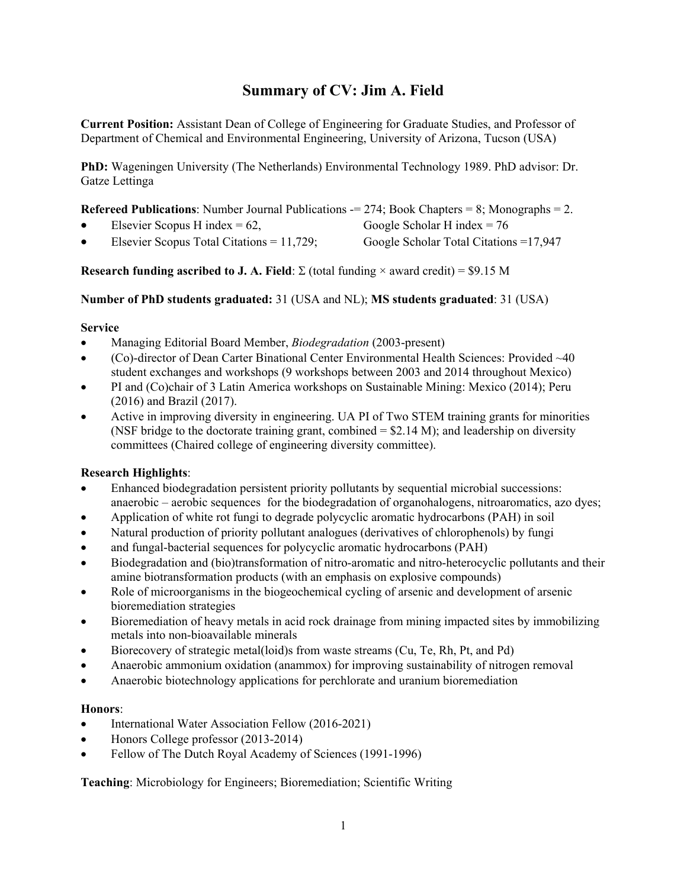# Summary of CV: Jim A. Field

**Current Position:** Assistant Dean of College of Engineering for Graduate Studies, and Professor of Department of Chemical and Environmental Engineering, University of Arizona, Tucson (USA)

**PhD:** Wageningen University (The Netherlands) Environmental Technology 1989. PhD advisor: Dr. Gatze Lettinga

**Refereed Publications**: Number Journal Publications -= 274; Book Chapters = 8; Monographs = 2.

- Elsevier Scopus H index = 62, Google Scholar H index = 76
- Elsevier Scopus Total Citations = 11,729; Google Scholar Total Citations =17,947

**Research funding ascribed to J. A. Field**: Σ (total funding × award credit) = \$9.15 M

**Number of PhD students graduated:** 31 (USA and NL); **MS students graduated**: 31 (USA)

**Service**

- Managing Editorial Board Member, *Biodegradation* (2003-present)
- (Co)-director of Dean Carter Binational Center Environmental Health Sciences: Provided ~40 student exchanges and workshops (9 workshops between 2003 and 2014 throughout Mexico)
- PI and (Co)chair of 3 Latin America workshops on Sustainable Mining: Mexico (2014); Peru (2016) and Brazil (2017).
- Active in improving diversity in engineering. UA PI of Two STEM training grants for minorities (NSF bridge to the doctorate training grant, combined = \$2.14 M); and leadership on diversity committees (Chaired college of engineering diversity committee).

**Research Highlights**:

- Enhanced biodegradation persistent priority pollutants by sequential microbial successions: anaerobic – aerobic sequences for the biodegradation of organohalogens, nitroaromatics, azo dyes;
- Application of white rot fungi to degrade polycyclic aromatic hydrocarbons (PAH) in soil
- Natural production of priority pollutant analogues (derivatives of chlorophenols) by fungi
- and fungal-bacterial sequences for polycyclic aromatic hydrocarbons (PAH)
- Biodegradation and (bio)transformation of nitro-aromatic and nitro-heterocyclic pollutants and their amine biotransformation products (with an emphasis on explosive compounds)
- Role of microorganisms in the biogeochemical cycling of arsenic and development of arsenic bioremediation strategies
- Bioremediation of heavy metals in acid rock drainage from mining impacted sites by immobilizing metals into non-bioavailable minerals
- Biorecovery of strategic metal(loid)s from waste streams (Cu, Te, Rh, Pt, and Pd)
- Anaerobic ammonium oxidation (anammox) for improving sustainability of nitrogen removal
- Anaerobic biotechnology applications for perchlorate and uranium bioremediation

**Honors**:

- International Water Association Fellow (2016-2021)
- Honors College professor (2013-2014)
- Fellow of The Dutch Royal Academy of Sciences (1991-1996)

**Teaching**: Microbiology for Engineers; Bioremediation; Scientific Writing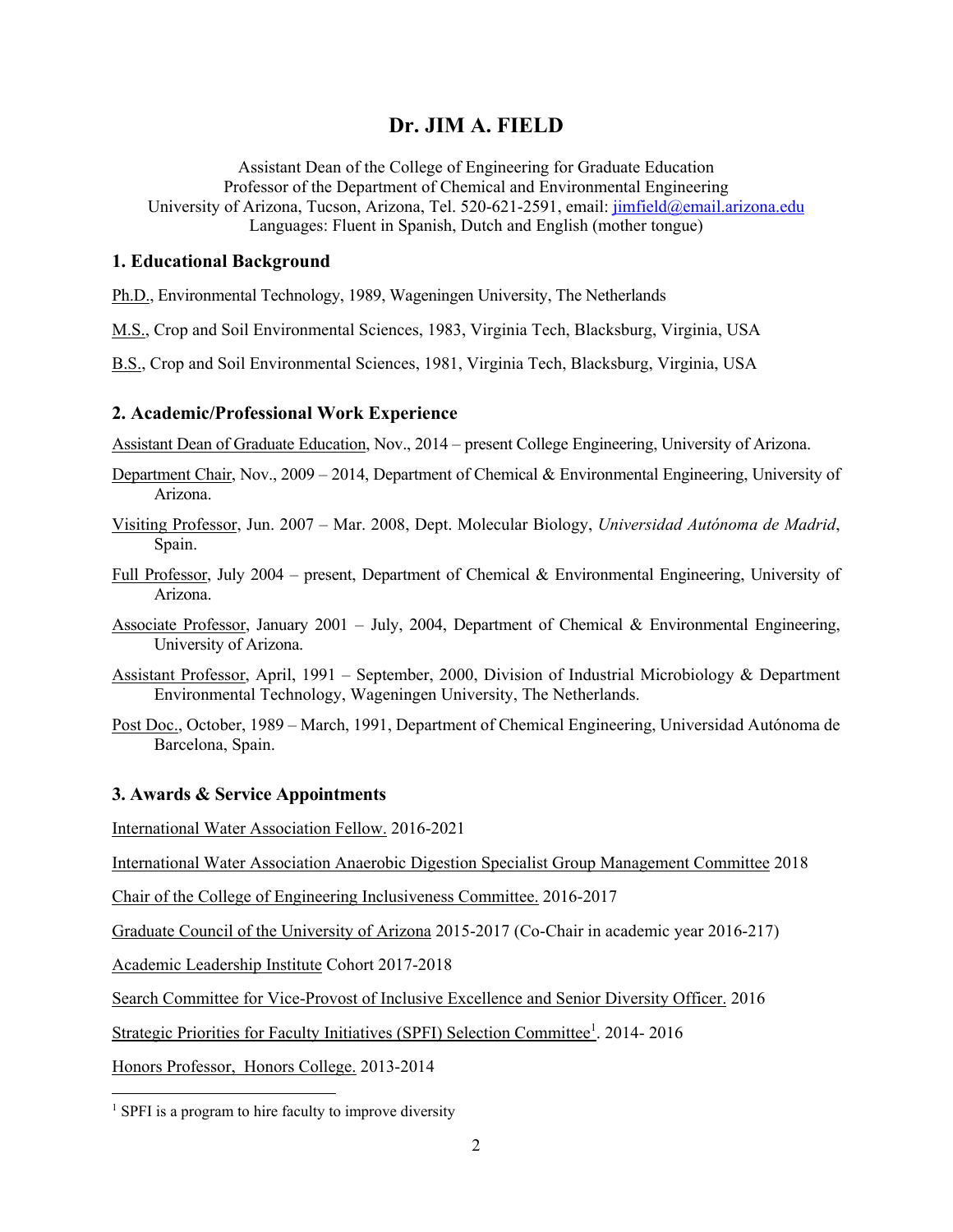# Dr. JIM A. FIELD

Assistant Dean of the College of Engineering for Graduate Education
Professor of the Department of Chemical and Environmental Engineering
University of Arizona, Tucson, Arizona, Tel. 520-621-2591, email: jimfield@email.arizona.edu
Languages: Fluent in Spanish, Dutch and English (mother tongue)

## 1. Educational Background

Ph.D., Environmental Technology, 1989, Wageningen University, The Netherlands

M.S., Crop and Soil Environmental Sciences, 1983, Virginia Tech, Blacksburg, Virginia, USA

B.S., Crop and Soil Environmental Sciences, 1981, Virginia Tech, Blacksburg, Virginia, USA

## 2. Academic/Professional Work Experience

Assistant Dean of Graduate Education, Nov., 2014 – present College Engineering, University of Arizona.

Department Chair, Nov., 2009 – 2014, Department of Chemical & Environmental Engineering, University of Arizona.

Visiting Professor, Jun. 2007 – Mar. 2008, Dept. Molecular Biology, *Universidad Autónoma de Madrid*, Spain.

Full Professor, July 2004 – present, Department of Chemical & Environmental Engineering, University of Arizona.

Associate Professor, January 2001 – July, 2004, Department of Chemical & Environmental Engineering, University of Arizona.

Assistant Professor, April, 1991 – September, 2000, Division of Industrial Microbiology & Department Environmental Technology, Wageningen University, The Netherlands.

Post Doc., October, 1989 – March, 1991, Department of Chemical Engineering, Universidad Autónoma de Barcelona, Spain.

## 3. Awards & Service Appointments

International Water Association Fellow. 2016-2021

International Water Association Anaerobic Digestion Specialist Group Management Committee 2018

Chair of the College of Engineering Inclusiveness Committee. 2016-2017

Graduate Council of the University of Arizona 2015-2017 (Co-Chair in academic year 2016-217)

Academic Leadership Institute Cohort 2017-2018

Search Committee for Vice-Provost of Inclusive Excellence and Senior Diversity Officer. 2016

Strategic Priorities for Faculty Initiatives (SPFI) Selection Committee[1]. 2014- 2016

Honors Professor, Honors College. 2013-2014

[1] SPFI is a program to hire faculty to improve diversity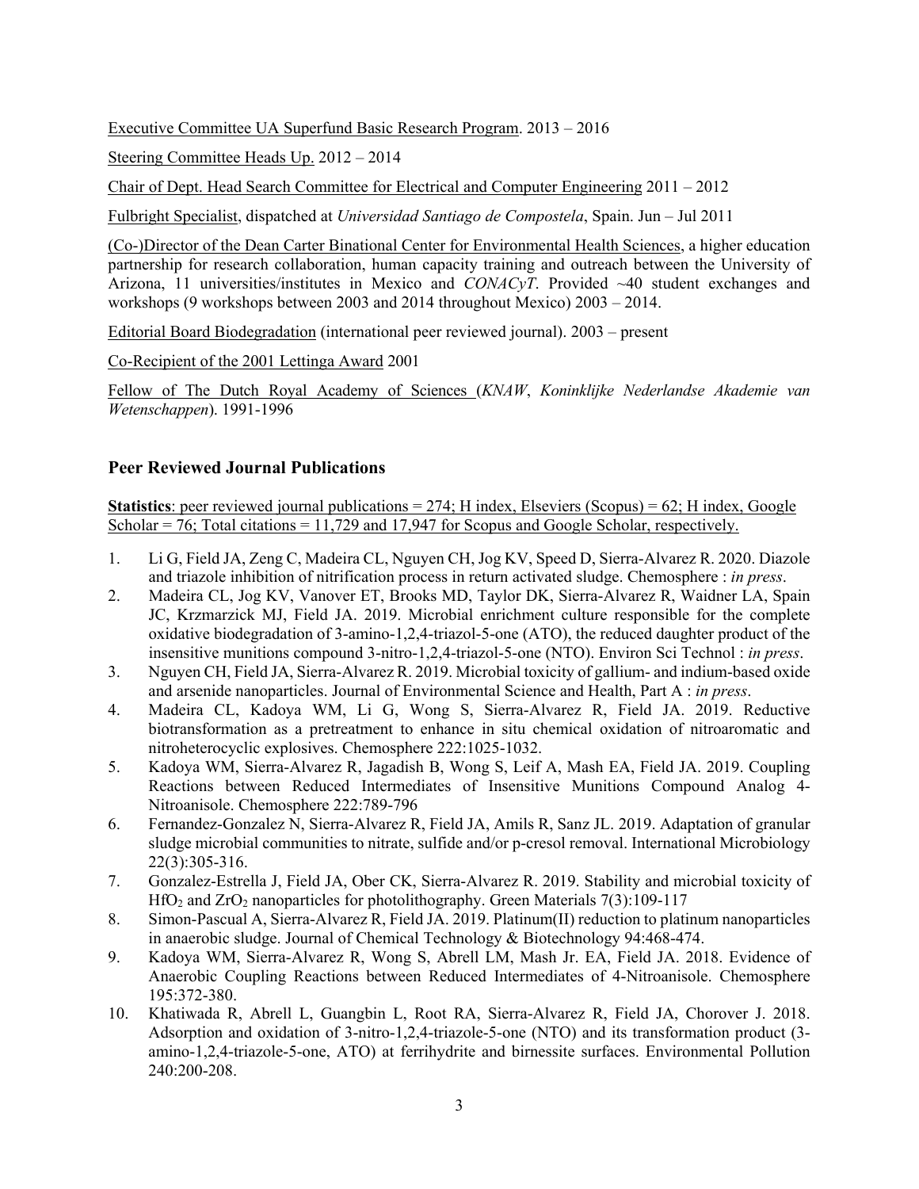Executive Committee UA Superfund Basic Research Program. 2013 – 2016

Steering Committee Heads Up. 2012 – 2014

Chair of Dept. Head Search Committee for Electrical and Computer Engineering 2011 – 2012

Fulbright Specialist, dispatched at *Universidad Santiago de Compostela*, Spain. Jun – Jul 2011

(Co-)Director of the Dean Carter Binational Center for Environmental Health Sciences, a higher education partnership for research collaboration, human capacity training and outreach between the University of Arizona, 11 universities/institutes in Mexico and *CONACyT*. Provided ~40 student exchanges and workshops (9 workshops between 2003 and 2014 throughout Mexico) 2003 – 2014.

Editorial Board Biodegradation (international peer reviewed journal). 2003 – present

Co-Recipient of the 2001 Lettinga Award 2001

Fellow of The Dutch Royal Academy of Sciences (*KNAW*, *Koninklijke Nederlandse Akademie van Wetenschappen*). 1991-1996

## Peer Reviewed Journal Publications

**Statistics**: peer reviewed journal publications = 274; H index, Elseviers (Scopus) = 62; H index, Google Scholar = 76; Total citations = 11,729 and 17,947 for Scopus and Google Scholar, respectively.

1. Li G, Field JA, Zeng C, Madeira CL, Nguyen CH, Jog KV, Speed D, Sierra-Alvarez R. 2020. Diazole and triazole inhibition of nitrification process in return activated sludge. Chemosphere : *in press*.
2. Madeira CL, Jog KV, Vanover ET, Brooks MD, Taylor DK, Sierra-Alvarez R, Waidner LA, Spain JC, Krzmarzick MJ, Field JA. 2019. Microbial enrichment culture responsible for the complete oxidative biodegradation of 3-amino-1,2,4-triazol-5-one (ATO), the reduced daughter product of the insensitive munitions compound 3-nitro-1,2,4-triazol-5-one (NTO). Environ Sci Technol : *in press*.
3. Nguyen CH, Field JA, Sierra-Alvarez R. 2019. Microbial toxicity of gallium- and indium-based oxide and arsenide nanoparticles. Journal of Environmental Science and Health, Part A : *in press*.
4. Madeira CL, Kadoya WM, Li G, Wong S, Sierra-Alvarez R, Field JA. 2019. Reductive biotransformation as a pretreatment to enhance in situ chemical oxidation of nitroaromatic and nitroheterocyclic explosives. Chemosphere 222:1025-1032.
5. Kadoya WM, Sierra-Alvarez R, Jagadish B, Wong S, Leif A, Mash EA, Field JA. 2019. Coupling Reactions between Reduced Intermediates of Insensitive Munitions Compound Analog 4-Nitroanisole. Chemosphere 222:789-796
6. Fernandez-Gonzalez N, Sierra-Alvarez R, Field JA, Amils R, Sanz JL. 2019. Adaptation of granular sludge microbial communities to nitrate, sulfide and/or p-cresol removal. International Microbiology 22(3):305-316.
7. Gonzalez-Estrella J, Field JA, Ober CK, Sierra-Alvarez R. 2019. Stability and microbial toxicity of $HfO_2$ and $ZrO_2$ nanoparticles for photolithography. Green Materials 7(3):109-117
8. Simon-Pascual A, Sierra-Alvarez R, Field JA. 2019. Platinum(II) reduction to platinum nanoparticles in anaerobic sludge. Journal of Chemical Technology & Biotechnology 94:468-474.
9. Kadoya WM, Sierra-Alvarez R, Wong S, Abrell LM, Mash Jr. EA, Field JA. 2018. Evidence of Anaerobic Coupling Reactions between Reduced Intermediates of 4-Nitroanisole. Chemosphere 195:372-380.
10. Khatiwada R, Abrell L, Guangbin L, Root RA, Sierra-Alvarez R, Field JA, Chorover J. 2018. Adsorption and oxidation of 3-nitro-1,2,4-triazole-5-one (NTO) and its transformation product (3-amino-1,2,4-triazole-5-one, ATO) at ferrihydrite and birnessite surfaces. Environmental Pollution 240:200-208.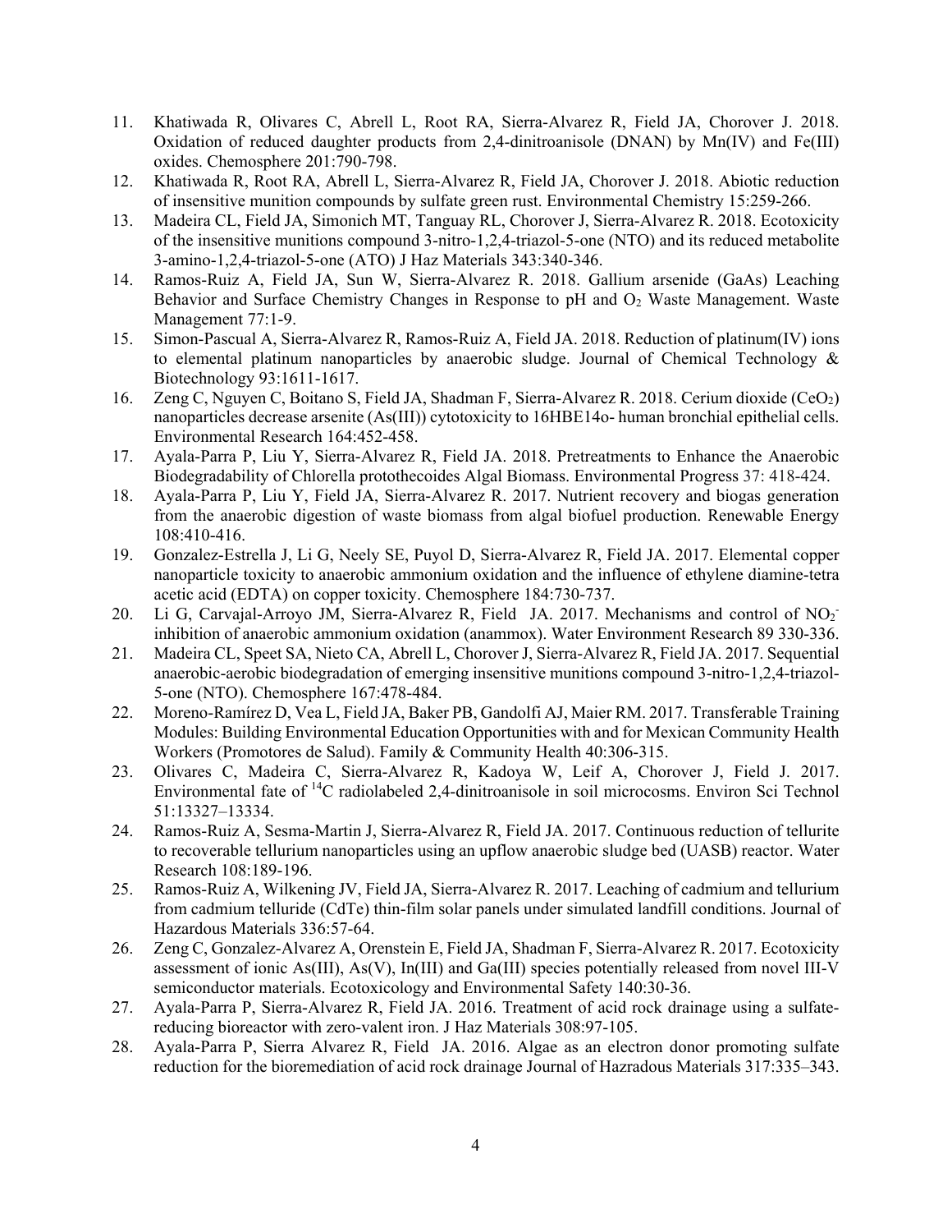11. Khatiwada R, Olivares C, Abrell L, Root RA, Sierra-Alvarez R, Field JA, Chorover J. 2018. Oxidation of reduced daughter products from 2,4-dinitroanisole (DNAN) by Mn(IV) and Fe(III) oxides. Chemosphere 201:790-798.
12. Khatiwada R, Root RA, Abrell L, Sierra-Alvarez R, Field JA, Chorover J. 2018. Abiotic reduction of insensitive munition compounds by sulfate green rust. Environmental Chemistry 15:259-266.
13. Madeira CL, Field JA, Simonich MT, Tanguay RL, Chorover J, Sierra-Alvarez R. 2018. Ecotoxicity of the insensitive munitions compound 3-nitro-1,2,4-triazol-5-one (NTO) and its reduced metabolite 3-amino-1,2,4-triazol-5-one (ATO) J Haz Materials 343:340-346.
14. Ramos-Ruiz A, Field JA, Sun W, Sierra-Alvarez R. 2018. Gallium arsenide (GaAs) Leaching Behavior and Surface Chemistry Changes in Response to pH and $O_2$ Waste Management. Waste Management 77:1-9.
15. Simon-Pascual A, Sierra-Alvarez R, Ramos-Ruiz A, Field JA. 2018. Reduction of platinum(IV) ions to elemental platinum nanoparticles by anaerobic sludge. Journal of Chemical Technology & Biotechnology 93:1611-1617.
16. Zeng C, Nguyen C, Boitano S, Field JA, Shadman F, Sierra-Alvarez R. 2018. Cerium dioxide ($CeO_2$) nanoparticles decrease arsenite (As(III)) cytotoxicity to 16HBE14o- human bronchial epithelial cells. Environmental Research 164:452-458.
17. Ayala-Parra P, Liu Y, Sierra-Alvarez R, Field JA. 2018. Pretreatments to Enhance the Anaerobic Biodegradability of Chlorella protothecoides Algal Biomass. Environmental Progress 37: 418-424.
18. Ayala-Parra P, Liu Y, Field JA, Sierra-Alvarez R. 2017. Nutrient recovery and biogas generation from the anaerobic digestion of waste biomass from algal biofuel production. Renewable Energy 108:410-416.
19. Gonzalez-Estrella J, Li G, Neely SE, Puyol D, Sierra-Alvarez R, Field JA. 2017. Elemental copper nanoparticle toxicity to anaerobic ammonium oxidation and the influence of ethylene diamine-tetra acetic acid (EDTA) on copper toxicity. Chemosphere 184:730-737.
20. Li G, Carvajal-Arroyo JM, Sierra-Alvarez R, Field JA. 2017. Mechanisms and control of $NO_2^-$ inhibition of anaerobic ammonium oxidation (anammox). Water Environment Research 89 330-336.
21. Madeira CL, Speet SA, Nieto CA, Abrell L, Chorover J, Sierra-Alvarez R, Field JA. 2017. Sequential anaerobic-aerobic biodegradation of emerging insensitive munitions compound 3-nitro-1,2,4-triazol-5-one (NTO). Chemosphere 167:478-484.
22. Moreno-Ramírez D, Vea L, Field JA, Baker PB, Gandolfi AJ, Maier RM. 2017. Transferable Training Modules: Building Environmental Education Opportunities with and for Mexican Community Health Workers (Promotores de Salud). Family & Community Health 40:306-315.
23. Olivares C, Madeira C, Sierra-Alvarez R, Kadoya W, Leif A, Chorover J, Field J. 2017. Environmental fate of $^{14}C$ radiolabeled 2,4-dinitroanisole in soil microcosms. Environ Sci Technol 51:13327–13334.
24. Ramos-Ruiz A, Sesma-Martin J, Sierra-Alvarez R, Field JA. 2017. Continuous reduction of tellurite to recoverable tellurium nanoparticles using an upflow anaerobic sludge bed (UASB) reactor. Water Research 108:189-196.
25. Ramos-Ruiz A, Wilkening JV, Field JA, Sierra-Alvarez R. 2017. Leaching of cadmium and tellurium from cadmium telluride (CdTe) thin-film solar panels under simulated landfill conditions. Journal of Hazardous Materials 336:57-64.
26. Zeng C, Gonzalez-Alvarez A, Orenstein E, Field JA, Shadman F, Sierra-Alvarez R. 2017. Ecotoxicity assessment of ionic As(III), As(V), In(III) and Ga(III) species potentially released from novel III-V semiconductor materials. Ecotoxicology and Environmental Safety 140:30-36.
27. Ayala-Parra P, Sierra-Alvarez R, Field JA. 2016. Treatment of acid rock drainage using a sulfate-reducing bioreactor with zero-valent iron. J Haz Materials 308:97-105.
28. Ayala-Parra P, Sierra Alvarez R, Field JA. 2016. Algae as an electron donor promoting sulfate reduction for the bioremediation of acid rock drainage Journal of Hazradous Materials 317:335–343.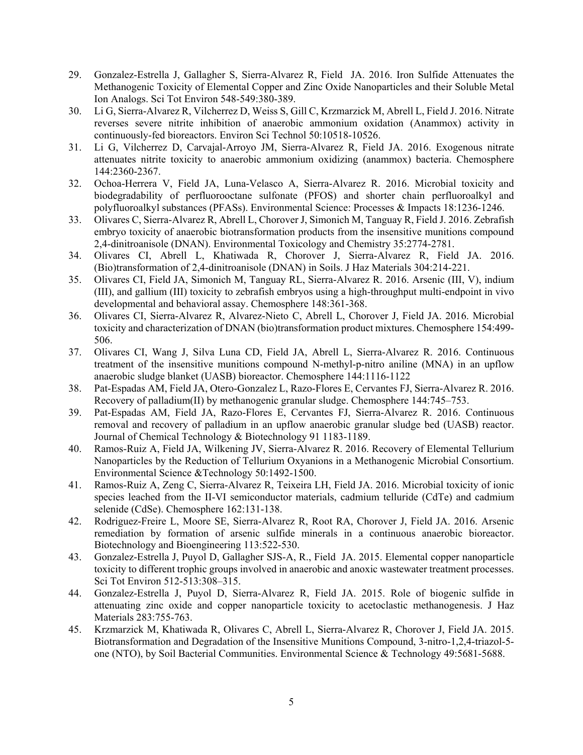29. Gonzalez-Estrella J, Gallagher S, Sierra-Alvarez R, Field JA. 2016. Iron Sulfide Attenuates the Methanogenic Toxicity of Elemental Copper and Zinc Oxide Nanoparticles and their Soluble Metal Ion Analogs. Sci Tot Environ 548-549:380-389.
30. Li G, Sierra-Alvarez R, Vilcherrez D, Weiss S, Gill C, Krzmarzick M, Abrell L, Field J. 2016. Nitrate reverses severe nitrite inhibition of anaerobic ammonium oxidation (Anammox) activity in continuously-fed bioreactors. Environ Sci Technol 50:10518-10526.
31. Li G, Vilcherrez D, Carvajal-Arroyo JM, Sierra-Alvarez R, Field JA. 2016. Exogenous nitrate attenuates nitrite toxicity to anaerobic ammonium oxidizing (anammox) bacteria. Chemosphere 144:2360-2367.
32. Ochoa-Herrera V, Field JA, Luna-Velasco A, Sierra-Alvarez R. 2016. Microbial toxicity and biodegradability of perfluorooctane sulfonate (PFOS) and shorter chain perfluoroalkyl and polyfluoroalkyl substances (PFASs). Environmental Science: Processes & Impacts 18:1236-1246.
33. Olivares C, Sierra-Alvarez R, Abrell L, Chorover J, Simonich M, Tanguay R, Field J. 2016. Zebrafish embryo toxicity of anaerobic biotransformation products from the insensitive munitions compound 2,4-dinitroanisole (DNAN). Environmental Toxicology and Chemistry 35:2774-2781.
34. Olivares CI, Abrell L, Khatiwada R, Chorover J, Sierra-Alvarez R, Field JA. 2016. (Bio)transformation of 2,4-dinitroanisole (DNAN) in Soils. J Haz Materials 304:214-221.
35. Olivares CI, Field JA, Simonich M, Tanguay RL, Sierra-Alvarez R. 2016. Arsenic (III, V), indium (III), and gallium (III) toxicity to zebrafish embryos using a high-throughput multi-endpoint in vivo developmental and behavioral assay. Chemosphere 148:361-368.
36. Olivares CI, Sierra-Alvarez R, Alvarez-Nieto C, Abrell L, Chorover J, Field JA. 2016. Microbial toxicity and characterization of DNAN (bio)transformation product mixtures. Chemosphere 154:499-506.
37. Olivares CI, Wang J, Silva Luna CD, Field JA, Abrell L, Sierra-Alvarez R. 2016. Continuous treatment of the insensitive munitions compound N-methyl-p-nitro aniline (MNA) in an upflow anaerobic sludge blanket (UASB) bioreactor. Chemosphere 144:1116-1122
38. Pat-Espadas AM, Field JA, Otero-Gonzalez L, Razo-Flores E, Cervantes FJ, Sierra-Alvarez R. 2016. Recovery of palladium(II) by methanogenic granular sludge. Chemosphere 144:745–753.
39. Pat-Espadas AM, Field JA, Razo-Flores E, Cervantes FJ, Sierra-Alvarez R. 2016. Continuous removal and recovery of palladium in an upflow anaerobic granular sludge bed (UASB) reactor. Journal of Chemical Technology & Biotechnology 91 1183-1189.
40. Ramos-Ruiz A, Field JA, Wilkening JV, Sierra-Alvarez R. 2016. Recovery of Elemental Tellurium Nanoparticles by the Reduction of Tellurium Oxyanions in a Methanogenic Microbial Consortium. Environmental Science &Technology 50:1492-1500.
41. Ramos-Ruiz A, Zeng C, Sierra-Alvarez R, Teixeira LH, Field JA. 2016. Microbial toxicity of ionic species leached from the II-VI semiconductor materials, cadmium telluride (CdTe) and cadmium selenide (CdSe). Chemosphere 162:131-138.
42. Rodriguez-Freire L, Moore SE, Sierra-Alvarez R, Root RA, Chorover J, Field JA. 2016. Arsenic remediation by formation of arsenic sulfide minerals in a continuous anaerobic bioreactor. Biotechnology and Bioengineering 113:522-530.
43. Gonzalez-Estrella J, Puyol D, Gallagher SJS-A, R., Field JA. 2015. Elemental copper nanoparticle toxicity to different trophic groups involved in anaerobic and anoxic wastewater treatment processes. Sci Tot Environ 512-513:308–315.
44. Gonzalez-Estrella J, Puyol D, Sierra-Alvarez R, Field JA. 2015. Role of biogenic sulfide in attenuating zinc oxide and copper nanoparticle toxicity to acetoclastic methanogenesis. J Haz Materials 283:755-763.
45. Krzmarzick M, Khatiwada R, Olivares C, Abrell L, Sierra-Alvarez R, Chorover J, Field JA. 2015. Biotransformation and Degradation of the Insensitive Munitions Compound, 3-nitro-1,2,4-triazol-5-one (NTO), by Soil Bacterial Communities. Environmental Science & Technology 49:5681-5688.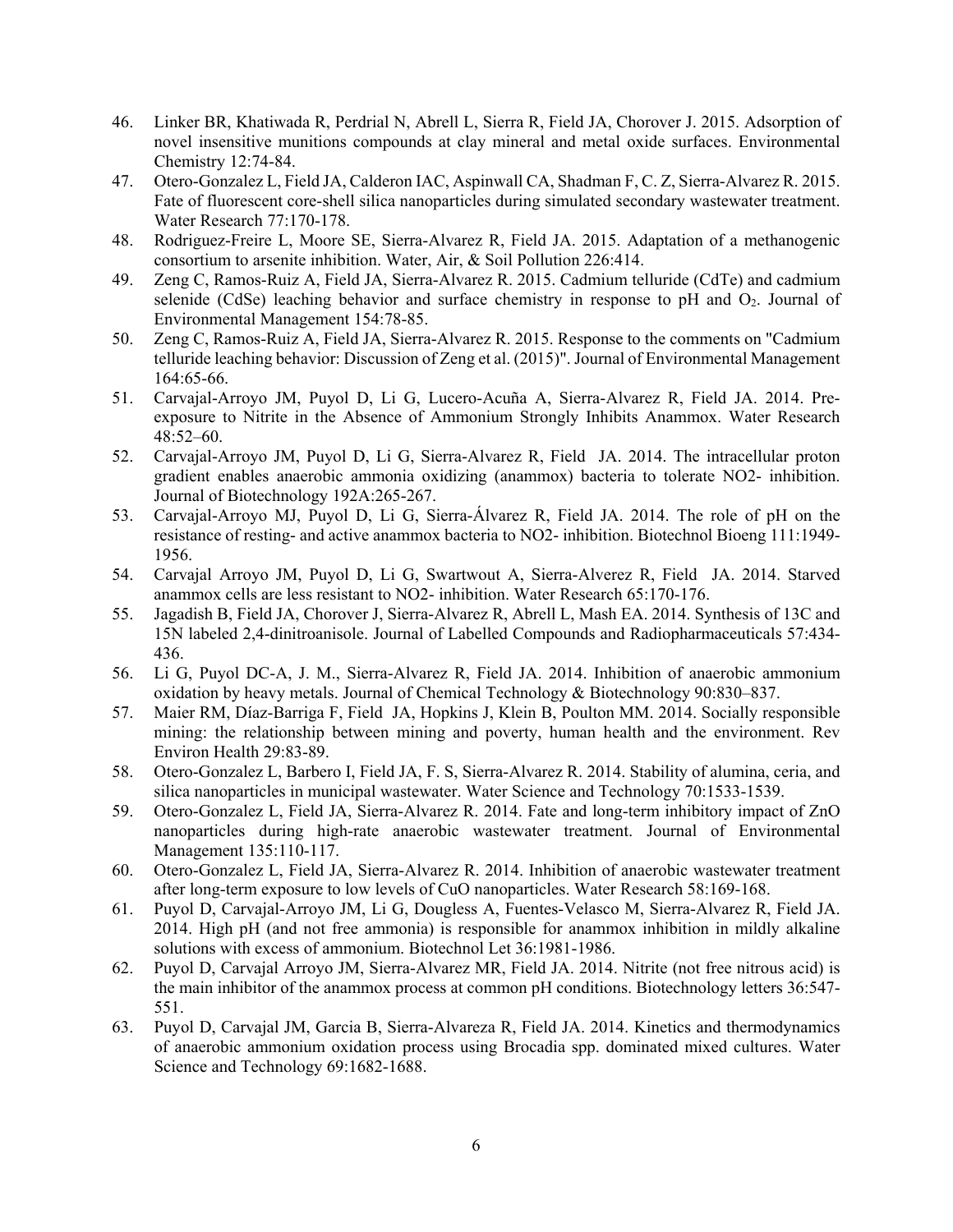46. Linker BR, Khatiwada R, Perdrial N, Abrell L, Sierra R, Field JA, Chorover J. 2015. Adsorption of novel insensitive munitions compounds at clay mineral and metal oxide surfaces. Environmental Chemistry 12:74-84.
47. Otero-Gonzalez L, Field JA, Calderon IAC, Aspinwall CA, Shadman F, C. Z, Sierra-Alvarez R. 2015. Fate of fluorescent core-shell silica nanoparticles during simulated secondary wastewater treatment. Water Research 77:170-178.
48. Rodriguez-Freire L, Moore SE, Sierra-Alvarez R, Field JA. 2015. Adaptation of a methanogenic consortium to arsenite inhibition. Water, Air, & Soil Pollution 226:414.
49. Zeng C, Ramos-Ruiz A, Field JA, Sierra-Alvarez R. 2015. Cadmium telluride (CdTe) and cadmium selenide (CdSe) leaching behavior and surface chemistry in response to pH and $O_2$. Journal of Environmental Management 154:78-85.
50. Zeng C, Ramos-Ruiz A, Field JA, Sierra-Alvarez R. 2015. Response to the comments on "Cadmium telluride leaching behavior: Discussion of Zeng et al. (2015)". Journal of Environmental Management 164:65-66.
51. Carvajal-Arroyo JM, Puyol D, Li G, Lucero-Acuña A, Sierra-Alvarez R, Field JA. 2014. Pre-exposure to Nitrite in the Absence of Ammonium Strongly Inhibits Anammox. Water Research 48:52–60.
52. Carvajal-Arroyo JM, Puyol D, Li G, Sierra-Alvarez R, Field JA. 2014. The intracellular proton gradient enables anaerobic ammonia oxidizing (anammox) bacteria to tolerate NO2- inhibition. Journal of Biotechnology 192A:265-267.
53. Carvajal-Arroyo MJ, Puyol D, Li G, Sierra-Álvarez R, Field JA. 2014. The role of pH on the resistance of resting- and active anammox bacteria to NO2- inhibition. Biotechnol Bioeng 111:1949-1956.
54. Carvajal Arroyo JM, Puyol D, Li G, Swartwout A, Sierra-Alverez R, Field JA. 2014. Starved anammox cells are less resistant to NO2- inhibition. Water Research 65:170-176.
55. Jagadish B, Field JA, Chorover J, Sierra-Alvarez R, Abrell L, Mash EA. 2014. Synthesis of 13C and 15N labeled 2,4-dinitroanisole. Journal of Labelled Compounds and Radiopharmaceuticals 57:434-436.
56. Li G, Puyol DC-A, J. M., Sierra-Alvarez R, Field JA. 2014. Inhibition of anaerobic ammonium oxidation by heavy metals. Journal of Chemical Technology & Biotechnology 90:830–837.
57. Maier RM, Díaz-Barriga F, Field JA, Hopkins J, Klein B, Poulton MM. 2014. Socially responsible mining: the relationship between mining and poverty, human health and the environment. Rev Environ Health 29:83-89.
58. Otero-Gonzalez L, Barbero I, Field JA, F. S, Sierra-Alvarez R. 2014. Stability of alumina, ceria, and silica nanoparticles in municipal wastewater. Water Science and Technology 70:1533-1539.
59. Otero-Gonzalez L, Field JA, Sierra-Alvarez R. 2014. Fate and long-term inhibitory impact of ZnO nanoparticles during high-rate anaerobic wastewater treatment. Journal of Environmental Management 135:110-117.
60. Otero-Gonzalez L, Field JA, Sierra-Alvarez R. 2014. Inhibition of anaerobic wastewater treatment after long-term exposure to low levels of CuO nanoparticles. Water Research 58:169-168.
61. Puyol D, Carvajal-Arroyo JM, Li G, Dougless A, Fuentes-Velasco M, Sierra-Alvarez R, Field JA. 2014. High pH (and not free ammonia) is responsible for anammox inhibition in mildly alkaline solutions with excess of ammonium. Biotechnol Let 36:1981-1986.
62. Puyol D, Carvajal Arroyo JM, Sierra-Alvarez MR, Field JA. 2014. Nitrite (not free nitrous acid) is the main inhibitor of the anammox process at common pH conditions. Biotechnology letters 36:547-551.
63. Puyol D, Carvajal JM, Garcia B, Sierra-Alvareza R, Field JA. 2014. Kinetics and thermodynamics of anaerobic ammonium oxidation process using Brocadia spp. dominated mixed cultures. Water Science and Technology 69:1682-1688.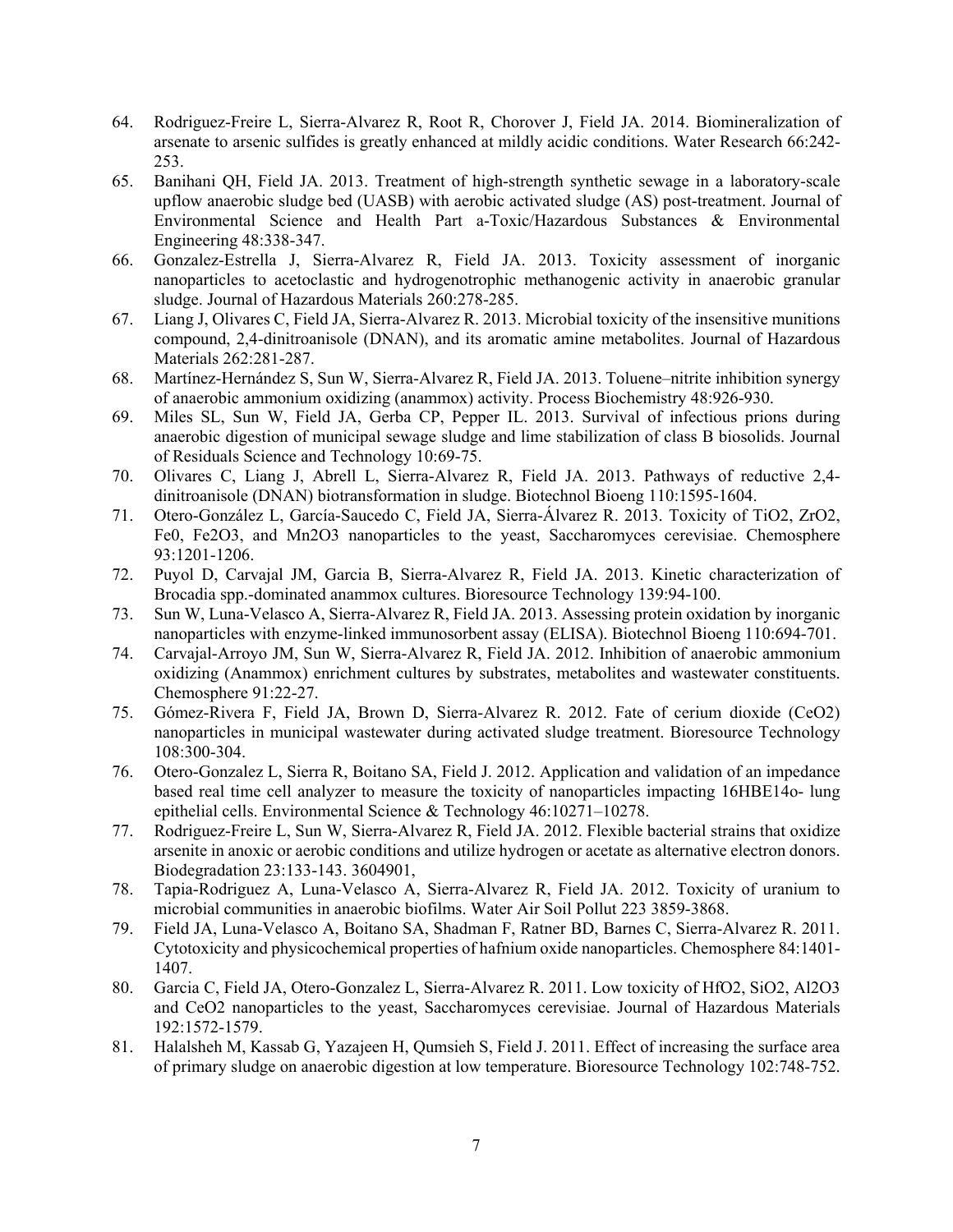64. Rodriguez-Freire L, Sierra-Alvarez R, Root R, Chorover J, Field JA. 2014. Biomineralization of arsenate to arsenic sulfides is greatly enhanced at mildly acidic conditions. Water Research 66:242-253.
65. Banihani QH, Field JA. 2013. Treatment of high-strength synthetic sewage in a laboratory-scale upflow anaerobic sludge bed (UASB) with aerobic activated sludge (AS) post-treatment. Journal of Environmental Science and Health Part a-Toxic/Hazardous Substances & Environmental Engineering 48:338-347.
66. Gonzalez-Estrella J, Sierra-Alvarez R, Field JA. 2013. Toxicity assessment of inorganic nanoparticles to acetoclastic and hydrogenotrophic methanogenic activity in anaerobic granular sludge. Journal of Hazardous Materials 260:278-285.
67. Liang J, Olivares C, Field JA, Sierra-Alvarez R. 2013. Microbial toxicity of the insensitive munitions compound, 2,4-dinitroanisole (DNAN), and its aromatic amine metabolites. Journal of Hazardous Materials 262:281-287.
68. Martínez-Hernández S, Sun W, Sierra-Alvarez R, Field JA. 2013. Toluene–nitrite inhibition synergy of anaerobic ammonium oxidizing (anammox) activity. Process Biochemistry 48:926-930.
69. Miles SL, Sun W, Field JA, Gerba CP, Pepper IL. 2013. Survival of infectious prions during anaerobic digestion of municipal sewage sludge and lime stabilization of class B biosolids. Journal of Residuals Science and Technology 10:69-75.
70. Olivares C, Liang J, Abrell L, Sierra-Alvarez R, Field JA. 2013. Pathways of reductive 2,4-dinitroanisole (DNAN) biotransformation in sludge. Biotechnol Bioeng 110:1595-1604.
71. Otero-González L, García-Saucedo C, Field JA, Sierra-Álvarez R. 2013. Toxicity of $TiO_2$, $ZrO_2$, Fe0, $Fe_2O_3$, and $Mn_2O_3$ nanoparticles to the yeast, Saccharomyces cerevisiae. Chemosphere 93:1201-1206.
72. Puyol D, Carvajal JM, Garcia B, Sierra-Alvarez R, Field JA. 2013. Kinetic characterization of Brocadia spp.-dominated anammox cultures. Bioresource Technology 139:94-100.
73. Sun W, Luna-Velasco A, Sierra-Alvarez R, Field JA. 2013. Assessing protein oxidation by inorganic nanoparticles with enzyme-linked immunosorbent assay (ELISA). Biotechnol Bioeng 110:694-701.
74. Carvajal-Arroyo JM, Sun W, Sierra-Alvarez R, Field JA. 2012. Inhibition of anaerobic ammonium oxidizing (Anammox) enrichment cultures by substrates, metabolites and wastewater constituents. Chemosphere 91:22-27.
75. Gómez-Rivera F, Field JA, Brown D, Sierra-Alvarez R. 2012. Fate of cerium dioxide ($CeO_2$) nanoparticles in municipal wastewater during activated sludge treatment. Bioresource Technology 108:300-304.
76. Otero-Gonzalez L, Sierra R, Boitano SA, Field J. 2012. Application and validation of an impedance based real time cell analyzer to measure the toxicity of nanoparticles impacting 16HBE14o- lung epithelial cells. Environmental Science & Technology 46:10271–10278.
77. Rodriguez-Freire L, Sun W, Sierra-Alvarez R, Field JA. 2012. Flexible bacterial strains that oxidize arsenite in anoxic or aerobic conditions and utilize hydrogen or acetate as alternative electron donors. Biodegradation 23:133-143. 3604901,
78. Tapia-Rodriguez A, Luna-Velasco A, Sierra-Alvarez R, Field JA. 2012. Toxicity of uranium to microbial communities in anaerobic biofilms. Water Air Soil Pollut 223 3859-3868.
79. Field JA, Luna-Velasco A, Boitano SA, Shadman F, Ratner BD, Barnes C, Sierra-Alvarez R. 2011. Cytotoxicity and physicochemical properties of hafnium oxide nanoparticles. Chemosphere 84:1401-1407.
80. Garcia C, Field JA, Otero-Gonzalez L, Sierra-Alvarez R. 2011. Low toxicity of $HfO_2$, $SiO_2$, $Al_2O_3$ and $CeO_2$ nanoparticles to the yeast, Saccharomyces cerevisiae. Journal of Hazardous Materials 192:1572-1579.
81. Halalsheh M, Kassab G, Yazajeen H, Qumsieh S, Field J. 2011. Effect of increasing the surface area of primary sludge on anaerobic digestion at low temperature. Bioresource Technology 102:748-752.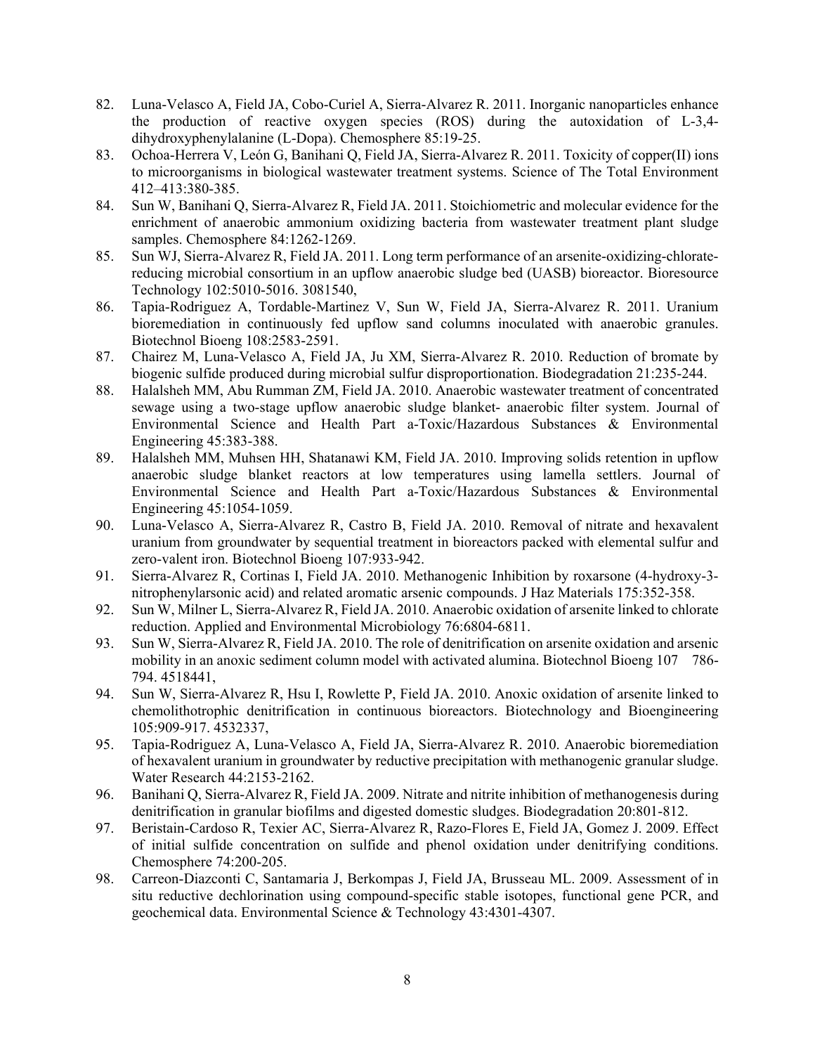82. Luna-Velasco A, Field JA, Cobo-Curiel A, Sierra-Alvarez R. 2011. Inorganic nanoparticles enhance the production of reactive oxygen species (ROS) during the autoxidation of L-3,4-dihydroxyphenylalanine (L-Dopa). Chemosphere 85:19-25.
83. Ochoa-Herrera V, León G, Banihani Q, Field JA, Sierra-Alvarez R. 2011. Toxicity of copper(II) ions to microorganisms in biological wastewater treatment systems. Science of The Total Environment 412–413:380-385.
84. Sun W, Banihani Q, Sierra-Alvarez R, Field JA. 2011. Stoichiometric and molecular evidence for the enrichment of anaerobic ammonium oxidizing bacteria from wastewater treatment plant sludge samples. Chemosphere 84:1262-1269.
85. Sun WJ, Sierra-Alvarez R, Field JA. 2011. Long term performance of an arsenite-oxidizing-chlorate-reducing microbial consortium in an upflow anaerobic sludge bed (UASB) bioreactor. Bioresource Technology 102:5010-5016. 3081540,
86. Tapia-Rodriguez A, Tordable-Martinez V, Sun W, Field JA, Sierra-Alvarez R. 2011. Uranium bioremediation in continuously fed upflow sand columns inoculated with anaerobic granules. Biotechnol Bioeng 108:2583-2591.
87. Chairez M, Luna-Velasco A, Field JA, Ju XM, Sierra-Alvarez R. 2010. Reduction of bromate by biogenic sulfide produced during microbial sulfur disproportionation. Biodegradation 21:235-244.
88. Halalsheh MM, Abu Rumman ZM, Field JA. 2010. Anaerobic wastewater treatment of concentrated sewage using a two-stage upflow anaerobic sludge blanket- anaerobic filter system. Journal of Environmental Science and Health Part a-Toxic/Hazardous Substances & Environmental Engineering 45:383-388.
89. Halalsheh MM, Muhsen HH, Shatanawi KM, Field JA. 2010. Improving solids retention in upflow anaerobic sludge blanket reactors at low temperatures using lamella settlers. Journal of Environmental Science and Health Part a-Toxic/Hazardous Substances & Environmental Engineering 45:1054-1059.
90. Luna-Velasco A, Sierra-Alvarez R, Castro B, Field JA. 2010. Removal of nitrate and hexavalent uranium from groundwater by sequential treatment in bioreactors packed with elemental sulfur and zero-valent iron. Biotechnol Bioeng 107:933-942.
91. Sierra-Alvarez R, Cortinas I, Field JA. 2010. Methanogenic Inhibition by roxarsone (4-hydroxy-3-nitrophenylarsonic acid) and related aromatic arsenic compounds. J Haz Materials 175:352-358.
92. Sun W, Milner L, Sierra-Alvarez R, Field JA. 2010. Anaerobic oxidation of arsenite linked to chlorate reduction. Applied and Environmental Microbiology 76:6804-6811.
93. Sun W, Sierra-Alvarez R, Field JA. 2010. The role of denitrification on arsenite oxidation and arsenic mobility in an anoxic sediment column model with activated alumina. Biotechnol Bioeng 107 786-794. 4518441,
94. Sun W, Sierra-Alvarez R, Hsu I, Rowlette P, Field JA. 2010. Anoxic oxidation of arsenite linked to chemolithotrophic denitrification in continuous bioreactors. Biotechnology and Bioengineering 105:909-917. 4532337,
95. Tapia-Rodriguez A, Luna-Velasco A, Field JA, Sierra-Alvarez R. 2010. Anaerobic bioremediation of hexavalent uranium in groundwater by reductive precipitation with methanogenic granular sludge. Water Research 44:2153-2162.
96. Banihani Q, Sierra-Alvarez R, Field JA. 2009. Nitrate and nitrite inhibition of methanogenesis during denitrification in granular biofilms and digested domestic sludges. Biodegradation 20:801-812.
97. Beristain-Cardoso R, Texier AC, Sierra-Alvarez R, Razo-Flores E, Field JA, Gomez J. 2009. Effect of initial sulfide concentration on sulfide and phenol oxidation under denitrifying conditions. Chemosphere 74:200-205.
98. Carreon-Diazconti C, Santamaria J, Berkompas J, Field JA, Brusseau ML. 2009. Assessment of in situ reductive dechlorination using compound-specific stable isotopes, functional gene PCR, and geochemical data. Environmental Science & Technology 43:4301-4307.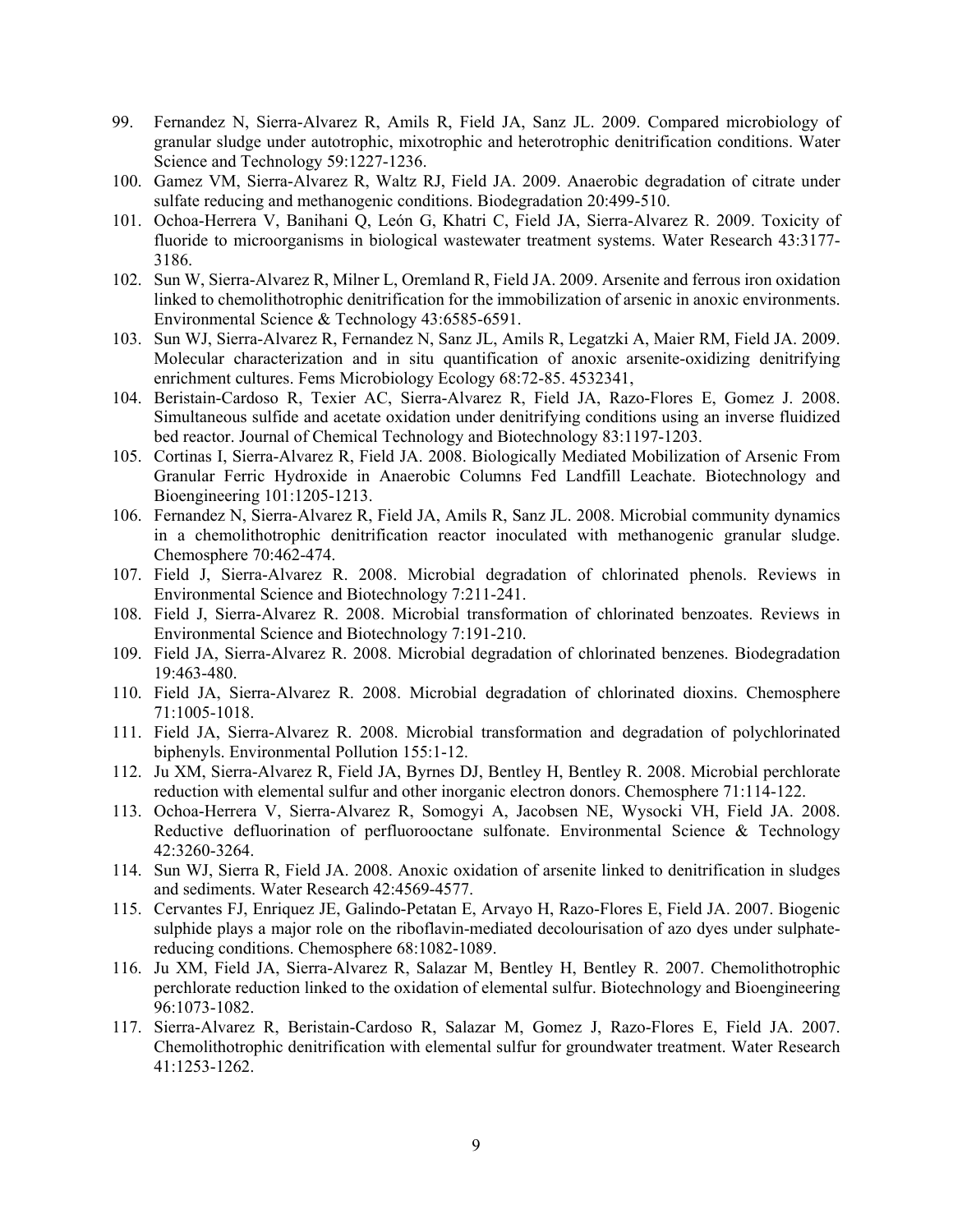99. Fernandez N, Sierra-Alvarez R, Amils R, Field JA, Sanz JL. 2009. Compared microbiology of granular sludge under autotrophic, mixotrophic and heterotrophic denitrification conditions. Water Science and Technology 59:1227-1236.
100. Gamez VM, Sierra-Alvarez R, Waltz RJ, Field JA. 2009. Anaerobic degradation of citrate under sulfate reducing and methanogenic conditions. Biodegradation 20:499-510.
101. Ochoa-Herrera V, Banihani Q, León G, Khatri C, Field JA, Sierra-Alvarez R. 2009. Toxicity of fluoride to microorganisms in biological wastewater treatment systems. Water Research 43:3177-3186.
102. Sun W, Sierra-Alvarez R, Milner L, Oremland R, Field JA. 2009. Arsenite and ferrous iron oxidation linked to chemolithotrophic denitrification for the immobilization of arsenic in anoxic environments. Environmental Science & Technology 43:6585-6591.
103. Sun WJ, Sierra-Alvarez R, Fernandez N, Sanz JL, Amils R, Legatzki A, Maier RM, Field JA. 2009. Molecular characterization and in situ quantification of anoxic arsenite-oxidizing denitrifying enrichment cultures. Fems Microbiology Ecology 68:72-85. 4532341,
104. Beristain-Cardoso R, Texier AC, Sierra-Alvarez R, Field JA, Razo-Flores E, Gomez J. 2008. Simultaneous sulfide and acetate oxidation under denitrifying conditions using an inverse fluidized bed reactor. Journal of Chemical Technology and Biotechnology 83:1197-1203.
105. Cortinas I, Sierra-Alvarez R, Field JA. 2008. Biologically Mediated Mobilization of Arsenic From Granular Ferric Hydroxide in Anaerobic Columns Fed Landfill Leachate. Biotechnology and Bioengineering 101:1205-1213.
106. Fernandez N, Sierra-Alvarez R, Field JA, Amils R, Sanz JL. 2008. Microbial community dynamics in a chemolithotrophic denitrification reactor inoculated with methanogenic granular sludge. Chemosphere 70:462-474.
107. Field J, Sierra-Alvarez R. 2008. Microbial degradation of chlorinated phenols. Reviews in Environmental Science and Biotechnology 7:211-241.
108. Field J, Sierra-Alvarez R. 2008. Microbial transformation of chlorinated benzoates. Reviews in Environmental Science and Biotechnology 7:191-210.
109. Field JA, Sierra-Alvarez R. 2008. Microbial degradation of chlorinated benzenes. Biodegradation 19:463-480.
110. Field JA, Sierra-Alvarez R. 2008. Microbial degradation of chlorinated dioxins. Chemosphere 71:1005-1018.
111. Field JA, Sierra-Alvarez R. 2008. Microbial transformation and degradation of polychlorinated biphenyls. Environmental Pollution 155:1-12.
112. Ju XM, Sierra-Alvarez R, Field JA, Byrnes DJ, Bentley H, Bentley R. 2008. Microbial perchlorate reduction with elemental sulfur and other inorganic electron donors. Chemosphere 71:114-122.
113. Ochoa-Herrera V, Sierra-Alvarez R, Somogyi A, Jacobsen NE, Wysocki VH, Field JA. 2008. Reductive defluorination of perfluorooctane sulfonate. Environmental Science & Technology 42:3260-3264.
114. Sun WJ, Sierra R, Field JA. 2008. Anoxic oxidation of arsenite linked to denitrification in sludges and sediments. Water Research 42:4569-4577.
115. Cervantes FJ, Enriquez JE, Galindo-Petatan E, Arvayo H, Razo-Flores E, Field JA. 2007. Biogenic sulphide plays a major role on the riboflavin-mediated decolourisation of azo dyes under sulphate-reducing conditions. Chemosphere 68:1082-1089.
116. Ju XM, Field JA, Sierra-Alvarez R, Salazar M, Bentley H, Bentley R. 2007. Chemolithotrophic perchlorate reduction linked to the oxidation of elemental sulfur. Biotechnology and Bioengineering 96:1073-1082.
117. Sierra-Alvarez R, Beristain-Cardoso R, Salazar M, Gomez J, Razo-Flores E, Field JA. 2007. Chemolithotrophic denitrification with elemental sulfur for groundwater treatment. Water Research 41:1253-1262.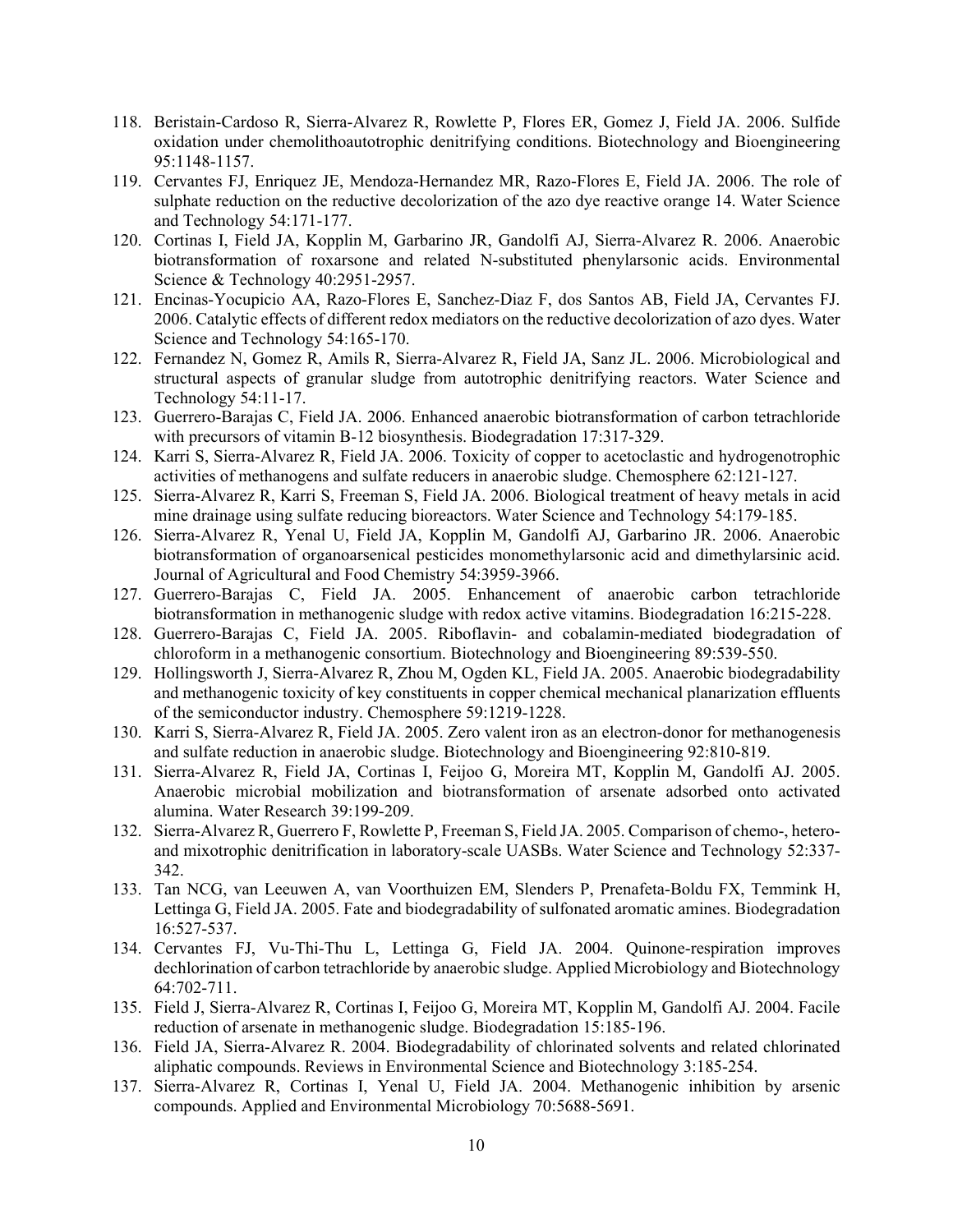118. Beristain-Cardoso R, Sierra-Alvarez R, Rowlette P, Flores ER, Gomez J, Field JA. 2006. Sulfide oxidation under chemolithoautotrophic denitrifying conditions. Biotechnology and Bioengineering 95:1148-1157.
119. Cervantes FJ, Enriquez JE, Mendoza-Hernandez MR, Razo-Flores E, Field JA. 2006. The role of sulphate reduction on the reductive decolorization of the azo dye reactive orange 14. Water Science and Technology 54:171-177.
120. Cortinas I, Field JA, Kopplin M, Garbarino JR, Gandolfi AJ, Sierra-Alvarez R. 2006. Anaerobic biotransformation of roxarsone and related N-substituted phenylarsonic acids. Environmental Science & Technology 40:2951-2957.
121. Encinas-Yocupicio AA, Razo-Flores E, Sanchez-Diaz F, dos Santos AB, Field JA, Cervantes FJ. 2006. Catalytic effects of different redox mediators on the reductive decolorization of azo dyes. Water Science and Technology 54:165-170.
122. Fernandez N, Gomez R, Amils R, Sierra-Alvarez R, Field JA, Sanz JL. 2006. Microbiological and structural aspects of granular sludge from autotrophic denitrifying reactors. Water Science and Technology 54:11-17.
123. Guerrero-Barajas C, Field JA. 2006. Enhanced anaerobic biotransformation of carbon tetrachloride with precursors of vitamin B-12 biosynthesis. Biodegradation 17:317-329.
124. Karri S, Sierra-Alvarez R, Field JA. 2006. Toxicity of copper to acetoclastic and hydrogenotrophic activities of methanogens and sulfate reducers in anaerobic sludge. Chemosphere 62:121-127.
125. Sierra-Alvarez R, Karri S, Freeman S, Field JA. 2006. Biological treatment of heavy metals in acid mine drainage using sulfate reducing bioreactors. Water Science and Technology 54:179-185.
126. Sierra-Alvarez R, Yenal U, Field JA, Kopplin M, Gandolfi AJ, Garbarino JR. 2006. Anaerobic biotransformation of organoarsenical pesticides monomethylarsonic acid and dimethylarsinic acid. Journal of Agricultural and Food Chemistry 54:3959-3966.
127. Guerrero-Barajas C, Field JA. 2005. Enhancement of anaerobic carbon tetrachloride biotransformation in methanogenic sludge with redox active vitamins. Biodegradation 16:215-228.
128. Guerrero-Barajas C, Field JA. 2005. Riboflavin- and cobalamin-mediated biodegradation of chloroform in a methanogenic consortium. Biotechnology and Bioengineering 89:539-550.
129. Hollingsworth J, Sierra-Alvarez R, Zhou M, Ogden KL, Field JA. 2005. Anaerobic biodegradability and methanogenic toxicity of key constituents in copper chemical mechanical planarization effluents of the semiconductor industry. Chemosphere 59:1219-1228.
130. Karri S, Sierra-Alvarez R, Field JA. 2005. Zero valent iron as an electron-donor for methanogenesis and sulfate reduction in anaerobic sludge. Biotechnology and Bioengineering 92:810-819.
131. Sierra-Alvarez R, Field JA, Cortinas I, Feijoo G, Moreira MT, Kopplin M, Gandolfi AJ. 2005. Anaerobic microbial mobilization and biotransformation of arsenate adsorbed onto activated alumina. Water Research 39:199-209.
132. Sierra-Alvarez R, Guerrero F, Rowlette P, Freeman S, Field JA. 2005. Comparison of chemo-, hetero- and mixotrophic denitrification in laboratory-scale UASBs. Water Science and Technology 52:337-342.
133. Tan NCG, van Leeuwen A, van Voorthuizen EM, Slenders P, Prenafeta-Boldu FX, Temmink H, Lettinga G, Field JA. 2005. Fate and biodegradability of sulfonated aromatic amines. Biodegradation 16:527-537.
134. Cervantes FJ, Vu-Thi-Thu L, Lettinga G, Field JA. 2004. Quinone-respiration improves dechlorination of carbon tetrachloride by anaerobic sludge. Applied Microbiology and Biotechnology 64:702-711.
135. Field J, Sierra-Alvarez R, Cortinas I, Feijoo G, Moreira MT, Kopplin M, Gandolfi AJ. 2004. Facile reduction of arsenate in methanogenic sludge. Biodegradation 15:185-196.
136. Field JA, Sierra-Alvarez R. 2004. Biodegradability of chlorinated solvents and related chlorinated aliphatic compounds. Reviews in Environmental Science and Biotechnology 3:185-254.
137. Sierra-Alvarez R, Cortinas I, Yenal U, Field JA. 2004. Methanogenic inhibition by arsenic compounds. Applied and Environmental Microbiology 70:5688-5691.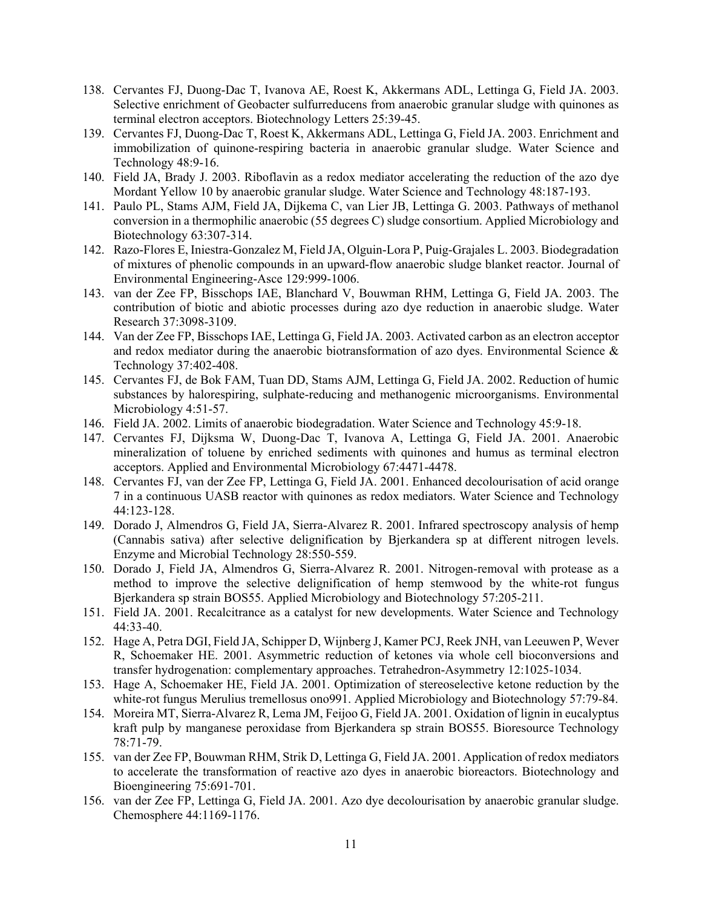138. Cervantes FJ, Duong-Dac T, Ivanova AE, Roest K, Akkermans ADL, Lettinga G, Field JA. 2003. Selective enrichment of Geobacter sulfurreducens from anaerobic granular sludge with quinones as terminal electron acceptors. Biotechnology Letters 25:39-45.
139. Cervantes FJ, Duong-Dac T, Roest K, Akkermans ADL, Lettinga G, Field JA. 2003. Enrichment and immobilization of quinone-respiring bacteria in anaerobic granular sludge. Water Science and Technology 48:9-16.
140. Field JA, Brady J. 2003. Riboflavin as a redox mediator accelerating the reduction of the azo dye Mordant Yellow 10 by anaerobic granular sludge. Water Science and Technology 48:187-193.
141. Paulo PL, Stams AJM, Field JA, Dijkema C, van Lier JB, Lettinga G. 2003. Pathways of methanol conversion in a thermophilic anaerobic (55 degrees C) sludge consortium. Applied Microbiology and Biotechnology 63:307-314.
142. Razo-Flores E, Iniestra-Gonzalez M, Field JA, Olguin-Lora P, Puig-Grajales L. 2003. Biodegradation of mixtures of phenolic compounds in an upward-flow anaerobic sludge blanket reactor. Journal of Environmental Engineering-Asce 129:999-1006.
143. van der Zee FP, Bisschops IAE, Blanchard V, Bouwman RHM, Lettinga G, Field JA. 2003. The contribution of biotic and abiotic processes during azo dye reduction in anaerobic sludge. Water Research 37:3098-3109.
144. Van der Zee FP, Bisschops IAE, Lettinga G, Field JA. 2003. Activated carbon as an electron acceptor and redox mediator during the anaerobic biotransformation of azo dyes. Environmental Science & Technology 37:402-408.
145. Cervantes FJ, de Bok FAM, Tuan DD, Stams AJM, Lettinga G, Field JA. 2002. Reduction of humic substances by halorespiring, sulphate-reducing and methanogenic microorganisms. Environmental Microbiology 4:51-57.
146. Field JA. 2002. Limits of anaerobic biodegradation. Water Science and Technology 45:9-18.
147. Cervantes FJ, Dijksma W, Duong-Dac T, Ivanova A, Lettinga G, Field JA. 2001. Anaerobic mineralization of toluene by enriched sediments with quinones and humus as terminal electron acceptors. Applied and Environmental Microbiology 67:4471-4478.
148. Cervantes FJ, van der Zee FP, Lettinga G, Field JA. 2001. Enhanced decolourisation of acid orange 7 in a continuous UASB reactor with quinones as redox mediators. Water Science and Technology 44:123-128.
149. Dorado J, Almendros G, Field JA, Sierra-Alvarez R. 2001. Infrared spectroscopy analysis of hemp (Cannabis sativa) after selective delignification by Bjerkandera sp at different nitrogen levels. Enzyme and Microbial Technology 28:550-559.
150. Dorado J, Field JA, Almendros G, Sierra-Alvarez R. 2001. Nitrogen-removal with protease as a method to improve the selective delignification of hemp stemwood by the white-rot fungus Bjerkandera sp strain BOS55. Applied Microbiology and Biotechnology 57:205-211.
151. Field JA. 2001. Recalcitrance as a catalyst for new developments. Water Science and Technology 44:33-40.
152. Hage A, Petra DGI, Field JA, Schipper D, Wijnberg J, Kamer PCJ, Reek JNH, van Leeuwen P, Wever R, Schoemaker HE. 2001. Asymmetric reduction of ketones via whole cell bioconversions and transfer hydrogenation: complementary approaches. Tetrahedron-Asymmetry 12:1025-1034.
153. Hage A, Schoemaker HE, Field JA. 2001. Optimization of stereoselective ketone reduction by the white-rot fungus Merulius tremellosus ono991. Applied Microbiology and Biotechnology 57:79-84.
154. Moreira MT, Sierra-Alvarez R, Lema JM, Feijoo G, Field JA. 2001. Oxidation of lignin in eucalyptus kraft pulp by manganese peroxidase from Bjerkandera sp strain BOS55. Bioresource Technology 78:71-79.
155. van der Zee FP, Bouwman RHM, Strik D, Lettinga G, Field JA. 2001. Application of redox mediators to accelerate the transformation of reactive azo dyes in anaerobic bioreactors. Biotechnology and Bioengineering 75:691-701.
156. van der Zee FP, Lettinga G, Field JA. 2001. Azo dye decolourisation by anaerobic granular sludge. Chemosphere 44:1169-1176.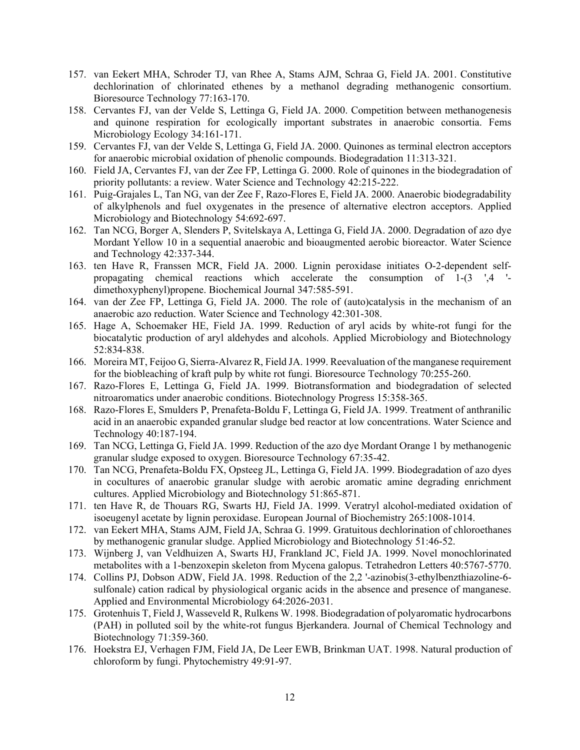157. van Eekert MHA, Schroder TJ, van Rhee A, Stams AJM, Schraa G, Field JA. 2001. Constitutive dechlorination of chlorinated ethenes by a methanol degrading methanogenic consortium. Bioresource Technology 77:163-170.
158. Cervantes FJ, van der Velde S, Lettinga G, Field JA. 2000. Competition between methanogenesis and quinone respiration for ecologically important substrates in anaerobic consortia. Fems Microbiology Ecology 34:161-171.
159. Cervantes FJ, van der Velde S, Lettinga G, Field JA. 2000. Quinones as terminal electron acceptors for anaerobic microbial oxidation of phenolic compounds. Biodegradation 11:313-321.
160. Field JA, Cervantes FJ, van der Zee FP, Lettinga G. 2000. Role of quinones in the biodegradation of priority pollutants: a review. Water Science and Technology 42:215-222.
161. Puig-Grajales L, Tan NG, van der Zee F, Razo-Flores E, Field JA. 2000. Anaerobic biodegradability of alkylphenols and fuel oxygenates in the presence of alternative electron acceptors. Applied Microbiology and Biotechnology 54:692-697.
162. Tan NCG, Borger A, Slenders P, Svitelskaya A, Lettinga G, Field JA. 2000. Degradation of azo dye Mordant Yellow 10 in a sequential anaerobic and bioaugmented aerobic bioreactor. Water Science and Technology 42:337-344.
163. ten Have R, Franssen MCR, Field JA. 2000. Lignin peroxidase initiates O-2-dependent self-propagating chemical reactions which accelerate the consumption of 1-(3 ',4 '-dimethoxyphenyl)propene. Biochemical Journal 347:585-591.
164. van der Zee FP, Lettinga G, Field JA. 2000. The role of (auto)catalysis in the mechanism of an anaerobic azo reduction. Water Science and Technology 42:301-308.
165. Hage A, Schoemaker HE, Field JA. 1999. Reduction of aryl acids by white-rot fungi for the biocatalytic production of aryl aldehydes and alcohols. Applied Microbiology and Biotechnology 52:834-838.
166. Moreira MT, Feijoo G, Sierra-Alvarez R, Field JA. 1999. Reevaluation of the manganese requirement for the biobleaching of kraft pulp by white rot fungi. Bioresource Technology 70:255-260.
167. Razo-Flores E, Lettinga G, Field JA. 1999. Biotransformation and biodegradation of selected nitroaromatics under anaerobic conditions. Biotechnology Progress 15:358-365.
168. Razo-Flores E, Smulders P, Prenafeta-Boldu F, Lettinga G, Field JA. 1999. Treatment of anthranilic acid in an anaerobic expanded granular sludge bed reactor at low concentrations. Water Science and Technology 40:187-194.
169. Tan NCG, Lettinga G, Field JA. 1999. Reduction of the azo dye Mordant Orange 1 by methanogenic granular sludge exposed to oxygen. Bioresource Technology 67:35-42.
170. Tan NCG, Prenafeta-Boldu FX, Opsteeg JL, Lettinga G, Field JA. 1999. Biodegradation of azo dyes in cocultures of anaerobic granular sludge with aerobic aromatic amine degrading enrichment cultures. Applied Microbiology and Biotechnology 51:865-871.
171. ten Have R, de Thouars RG, Swarts HJ, Field JA. 1999. Veratryl alcohol-mediated oxidation of isoeugenyl acetate by lignin peroxidase. European Journal of Biochemistry 265:1008-1014.
172. van Eekert MHA, Stams AJM, Field JA, Schraa G. 1999. Gratuitous dechlorination of chloroethanes by methanogenic granular sludge. Applied Microbiology and Biotechnology 51:46-52.
173. Wijnberg J, van Veldhuizen A, Swarts HJ, Frankland JC, Field JA. 1999. Novel monochlorinated metabolites with a 1-benzoxepin skeleton from Mycena galopus. Tetrahedron Letters 40:5767-5770.
174. Collins PJ, Dobson ADW, Field JA. 1998. Reduction of the 2,2 '-azinobis(3-ethylbenzthiazoline-6-sulfonale) cation radical by physiological organic acids in the absence and presence of manganese. Applied and Environmental Microbiology 64:2026-2031.
175. Grotenhuis T, Field J, Wasseveld R, Rulkens W. 1998. Biodegradation of polyaromatic hydrocarbons (PAH) in polluted soil by the white-rot fungus Bjerkandera. Journal of Chemical Technology and Biotechnology 71:359-360.
176. Hoekstra EJ, Verhagen FJM, Field JA, De Leer EWB, Brinkman UAT. 1998. Natural production of chloroform by fungi. Phytochemistry 49:91-97.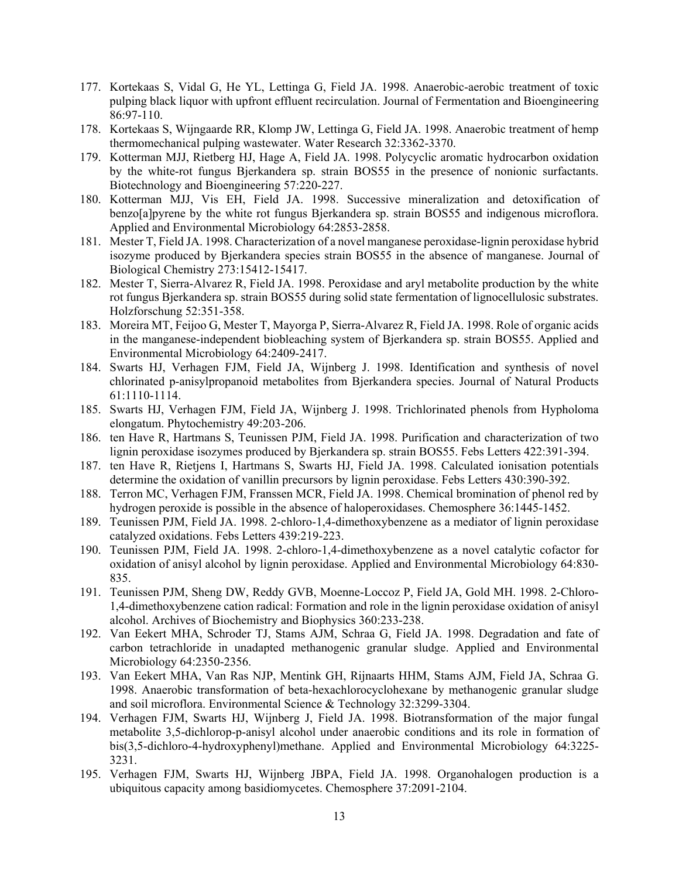177. Kortekaas S, Vidal G, He YL, Lettinga G, Field JA. 1998. Anaerobic-aerobic treatment of toxic pulping black liquor with upfront effluent recirculation. Journal of Fermentation and Bioengineering 86:97-110.
178. Kortekaas S, Wijngaarde RR, Klomp JW, Lettinga G, Field JA. 1998. Anaerobic treatment of hemp thermomechanical pulping wastewater. Water Research 32:3362-3370.
179. Kotterman MJJ, Rietberg HJ, Hage A, Field JA. 1998. Polycyclic aromatic hydrocarbon oxidation by the white-rot fungus Bjerkandera sp. strain BOS55 in the presence of nonionic surfactants. Biotechnology and Bioengineering 57:220-227.
180. Kotterman MJJ, Vis EH, Field JA. 1998. Successive mineralization and detoxification of benzo[a]pyrene by the white rot fungus Bjerkandera sp. strain BOS55 and indigenous microflora. Applied and Environmental Microbiology 64:2853-2858.
181. Mester T, Field JA. 1998. Characterization of a novel manganese peroxidase-lignin peroxidase hybrid isozyme produced by Bjerkandera species strain BOS55 in the absence of manganese. Journal of Biological Chemistry 273:15412-15417.
182. Mester T, Sierra-Alvarez R, Field JA. 1998. Peroxidase and aryl metabolite production by the white rot fungus Bjerkandera sp. strain BOS55 during solid state fermentation of lignocellulosic substrates. Holzforschung 52:351-358.
183. Moreira MT, Feijoo G, Mester T, Mayorga P, Sierra-Alvarez R, Field JA. 1998. Role of organic acids in the manganese-independent biobleaching system of Bjerkandera sp. strain BOS55. Applied and Environmental Microbiology 64:2409-2417.
184. Swarts HJ, Verhagen FJM, Field JA, Wijnberg J. 1998. Identification and synthesis of novel chlorinated p-anisylpropanoid metabolites from Bjerkandera species. Journal of Natural Products 61:1110-1114.
185. Swarts HJ, Verhagen FJM, Field JA, Wijnberg J. 1998. Trichlorinated phenols from Hypholoma elongatum. Phytochemistry 49:203-206.
186. ten Have R, Hartmans S, Teunissen PJM, Field JA. 1998. Purification and characterization of two lignin peroxidase isozymes produced by Bjerkandera sp. strain BOS55. Febs Letters 422:391-394.
187. ten Have R, Rietjens I, Hartmans S, Swarts HJ, Field JA. 1998. Calculated ionisation potentials determine the oxidation of vanillin precursors by lignin peroxidase. Febs Letters 430:390-392.
188. Terron MC, Verhagen FJM, Franssen MCR, Field JA. 1998. Chemical bromination of phenol red by hydrogen peroxide is possible in the absence of haloperoxidases. Chemosphere 36:1445-1452.
189. Teunissen PJM, Field JA. 1998. 2-chloro-1,4-dimethoxybenzene as a mediator of lignin peroxidase catalyzed oxidations. Febs Letters 439:219-223.
190. Teunissen PJM, Field JA. 1998. 2-chloro-1,4-dimethoxybenzene as a novel catalytic cofactor for oxidation of anisyl alcohol by lignin peroxidase. Applied and Environmental Microbiology 64:830-835.
191. Teunissen PJM, Sheng DW, Reddy GVB, Moenne-Loccoz P, Field JA, Gold MH. 1998. 2-Chloro-1,4-dimethoxybenzene cation radical: Formation and role in the lignin peroxidase oxidation of anisyl alcohol. Archives of Biochemistry and Biophysics 360:233-238.
192. Van Eekert MHA, Schroder TJ, Stams AJM, Schraa G, Field JA. 1998. Degradation and fate of carbon tetrachloride in unadapted methanogenic granular sludge. Applied and Environmental Microbiology 64:2350-2356.
193. Van Eekert MHA, Van Ras NJP, Mentink GH, Rijnaarts HHM, Stams AJM, Field JA, Schraa G. 1998. Anaerobic transformation of beta-hexachlorocyclohexane by methanogenic granular sludge and soil microflora. Environmental Science & Technology 32:3299-3304.
194. Verhagen FJM, Swarts HJ, Wijnberg J, Field JA. 1998. Biotransformation of the major fungal metabolite 3,5-dichlorop-p-anisyl alcohol under anaerobic conditions and its role in formation of bis(3,5-dichloro-4-hydroxyphenyl)methane. Applied and Environmental Microbiology 64:3225-3231.
195. Verhagen FJM, Swarts HJ, Wijnberg JBPA, Field JA. 1998. Organohalogen production is a ubiquitous capacity among basidiomycetes. Chemosphere 37:2091-2104.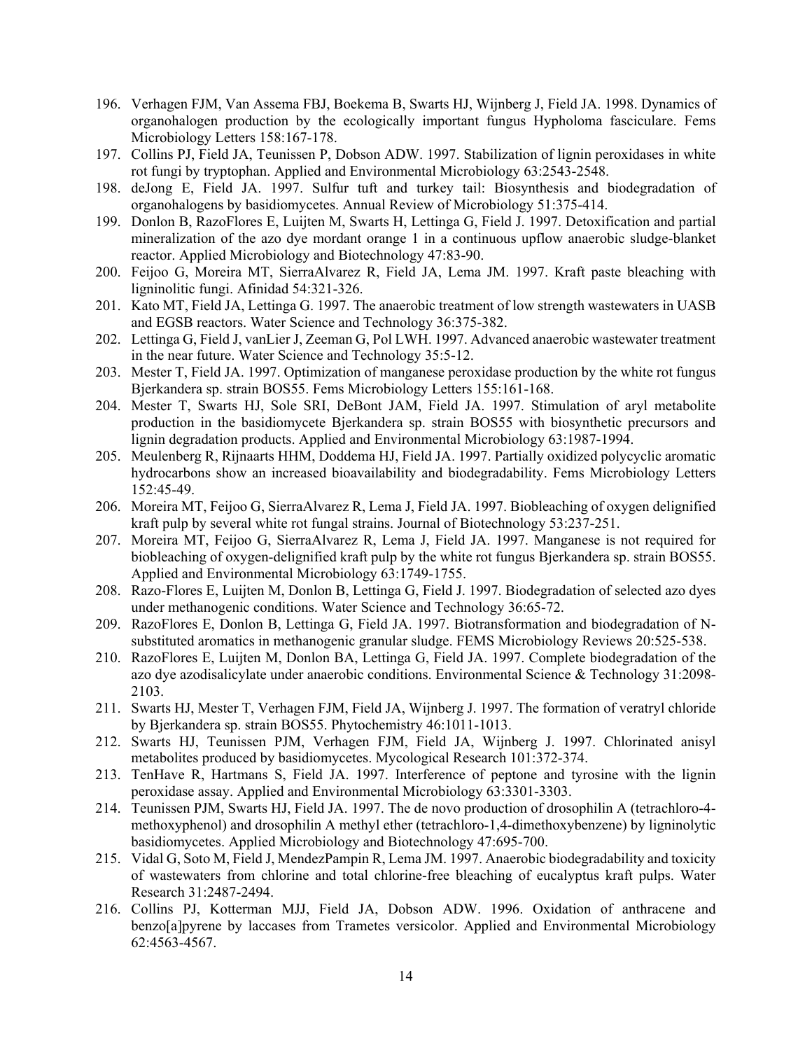196. Verhagen FJM, Van Assema FBJ, Boekema B, Swarts HJ, Wijnberg J, Field JA. 1998. Dynamics of organohalogen production by the ecologically important fungus Hypholoma fasciculare. Fems Microbiology Letters 158:167-178.
197. Collins PJ, Field JA, Teunissen P, Dobson ADW. 1997. Stabilization of lignin peroxidases in white rot fungi by tryptophan. Applied and Environmental Microbiology 63:2543-2548.
198. deJong E, Field JA. 1997. Sulfur tuft and turkey tail: Biosynthesis and biodegradation of organohalogens by basidiomycetes. Annual Review of Microbiology 51:375-414.
199. Donlon B, RazoFlores E, Luijten M, Swarts H, Lettinga G, Field J. 1997. Detoxification and partial mineralization of the azo dye mordant orange 1 in a continuous upflow anaerobic sludge-blanket reactor. Applied Microbiology and Biotechnology 47:83-90.
200. Feijoo G, Moreira MT, SierraAlvarez R, Field JA, Lema JM. 1997. Kraft paste bleaching with ligninolitic fungi. Afinidad 54:321-326.
201. Kato MT, Field JA, Lettinga G. 1997. The anaerobic treatment of low strength wastewaters in UASB and EGSB reactors. Water Science and Technology 36:375-382.
202. Lettinga G, Field J, vanLier J, Zeeman G, Pol LWH. 1997. Advanced anaerobic wastewater treatment in the near future. Water Science and Technology 35:5-12.
203. Mester T, Field JA. 1997. Optimization of manganese peroxidase production by the white rot fungus Bjerkandera sp. strain BOS55. Fems Microbiology Letters 155:161-168.
204. Mester T, Swarts HJ, Sole SRI, DeBont JAM, Field JA. 1997. Stimulation of aryl metabolite production in the basidiomycete Bjerkandera sp. strain BOS55 with biosynthetic precursors and lignin degradation products. Applied and Environmental Microbiology 63:1987-1994.
205. Meulenberg R, Rijnaarts HHM, Doddema HJ, Field JA. 1997. Partially oxidized polycyclic aromatic hydrocarbons show an increased bioavailability and biodegradability. Fems Microbiology Letters 152:45-49.
206. Moreira MT, Feijoo G, SierraAlvarez R, Lema J, Field JA. 1997. Biobleaching of oxygen delignified kraft pulp by several white rot fungal strains. Journal of Biotechnology 53:237-251.
207. Moreira MT, Feijoo G, SierraAlvarez R, Lema J, Field JA. 1997. Manganese is not required for biobleaching of oxygen-delignified kraft pulp by the white rot fungus Bjerkandera sp. strain BOS55. Applied and Environmental Microbiology 63:1749-1755.
208. Razo-Flores E, Luijten M, Donlon B, Lettinga G, Field J. 1997. Biodegradation of selected azo dyes under methanogenic conditions. Water Science and Technology 36:65-72.
209. RazoFlores E, Donlon B, Lettinga G, Field JA. 1997. Biotransformation and biodegradation of N-substituted aromatics in methanogenic granular sludge. FEMS Microbiology Reviews 20:525-538.
210. RazoFlores E, Luijten M, Donlon BA, Lettinga G, Field JA. 1997. Complete biodegradation of the azo dye azodisalicylate under anaerobic conditions. Environmental Science & Technology 31:2098-2103.
211. Swarts HJ, Mester T, Verhagen FJM, Field JA, Wijnberg J. 1997. The formation of veratryl chloride by Bjerkandera sp. strain BOS55. Phytochemistry 46:1011-1013.
212. Swarts HJ, Teunissen PJM, Verhagen FJM, Field JA, Wijnberg J. 1997. Chlorinated anisyl metabolites produced by basidiomycetes. Mycological Research 101:372-374.
213. TenHave R, Hartmans S, Field JA. 1997. Interference of peptone and tyrosine with the lignin peroxidase assay. Applied and Environmental Microbiology 63:3301-3303.
214. Teunissen PJM, Swarts HJ, Field JA. 1997. The de novo production of drosophilin A (tetrachloro-4-methoxyphenol) and drosophilin A methyl ether (tetrachloro-1,4-dimethoxybenzene) by ligninolytic basidiomycetes. Applied Microbiology and Biotechnology 47:695-700.
215. Vidal G, Soto M, Field J, MendezPampin R, Lema JM. 1997. Anaerobic biodegradability and toxicity of wastewaters from chlorine and total chlorine-free bleaching of eucalyptus kraft pulps. Water Research 31:2487-2494.
216. Collins PJ, Kotterman MJJ, Field JA, Dobson ADW. 1996. Oxidation of anthracene and benzo[a]pyrene by laccases from Trametes versicolor. Applied and Environmental Microbiology 62:4563-4567.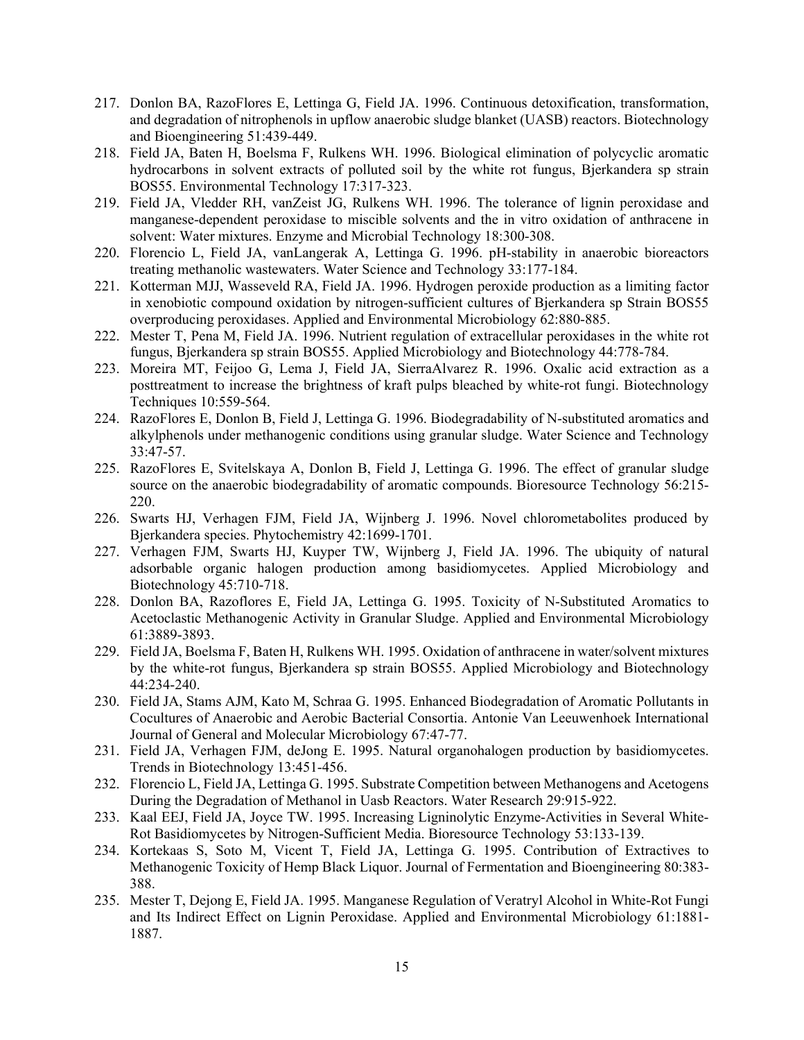217. Donlon BA, RazoFlores E, Lettinga G, Field JA. 1996. Continuous detoxification, transformation, and degradation of nitrophenols in upflow anaerobic sludge blanket (UASB) reactors. Biotechnology and Bioengineering 51:439-449.
218. Field JA, Baten H, Boelsma F, Rulkens WH. 1996. Biological elimination of polycyclic aromatic hydrocarbons in solvent extracts of polluted soil by the white rot fungus, Bjerkandera sp strain BOS55. Environmental Technology 17:317-323.
219. Field JA, Vledder RH, vanZeist JG, Rulkens WH. 1996. The tolerance of lignin peroxidase and manganese-dependent peroxidase to miscible solvents and the in vitro oxidation of anthracene in solvent: Water mixtures. Enzyme and Microbial Technology 18:300-308.
220. Florencio L, Field JA, vanLangerak A, Lettinga G. 1996. pH-stability in anaerobic bioreactors treating methanolic wastewaters. Water Science and Technology 33:177-184.
221. Kotterman MJJ, Wasseveld RA, Field JA. 1996. Hydrogen peroxide production as a limiting factor in xenobiotic compound oxidation by nitrogen-sufficient cultures of Bjerkandera sp Strain BOS55 overproducing peroxidases. Applied and Environmental Microbiology 62:880-885.
222. Mester T, Pena M, Field JA. 1996. Nutrient regulation of extracellular peroxidases in the white rot fungus, Bjerkandera sp strain BOS55. Applied Microbiology and Biotechnology 44:778-784.
223. Moreira MT, Feijoo G, Lema J, Field JA, SierraAlvarez R. 1996. Oxalic acid extraction as a posttreatment to increase the brightness of kraft pulps bleached by white-rot fungi. Biotechnology Techniques 10:559-564.
224. RazoFlores E, Donlon B, Field J, Lettinga G. 1996. Biodegradability of N-substituted aromatics and alkylphenols under methanogenic conditions using granular sludge. Water Science and Technology 33:47-57.
225. RazoFlores E, Svitelskaya A, Donlon B, Field J, Lettinga G. 1996. The effect of granular sludge source on the anaerobic biodegradability of aromatic compounds. Bioresource Technology 56:215-220.
226. Swarts HJ, Verhagen FJM, Field JA, Wijnberg J. 1996. Novel chlorometabolites produced by Bjerkandera species. Phytochemistry 42:1699-1701.
227. Verhagen FJM, Swarts HJ, Kuyper TW, Wijnberg J, Field JA. 1996. The ubiquity of natural adsorbable organic halogen production among basidiomycetes. Applied Microbiology and Biotechnology 45:710-718.
228. Donlon BA, Razoflores E, Field JA, Lettinga G. 1995. Toxicity of N-Substituted Aromatics to Acetoclastic Methanogenic Activity in Granular Sludge. Applied and Environmental Microbiology 61:3889-3893.
229. Field JA, Boelsma F, Baten H, Rulkens WH. 1995. Oxidation of anthracene in water/solvent mixtures by the white-rot fungus, Bjerkandera sp strain BOS55. Applied Microbiology and Biotechnology 44:234-240.
230. Field JA, Stams AJM, Kato M, Schraa G. 1995. Enhanced Biodegradation of Aromatic Pollutants in Cocultures of Anaerobic and Aerobic Bacterial Consortia. Antonie Van Leeuwenhoek International Journal of General and Molecular Microbiology 67:47-77.
231. Field JA, Verhagen FJM, deJong E. 1995. Natural organohalogen production by basidiomycetes. Trends in Biotechnology 13:451-456.
232. Florencio L, Field JA, Lettinga G. 1995. Substrate Competition between Methanogens and Acetogens During the Degradation of Methanol in Uasb Reactors. Water Research 29:915-922.
233. Kaal EEJ, Field JA, Joyce TW. 1995. Increasing Ligninolytic Enzyme-Activities in Several White-Rot Basidiomycetes by Nitrogen-Sufficient Media. Bioresource Technology 53:133-139.
234. Kortekaas S, Soto M, Vicent T, Field JA, Lettinga G. 1995. Contribution of Extractives to Methanogenic Toxicity of Hemp Black Liquor. Journal of Fermentation and Bioengineering 80:383-388.
235. Mester T, Dejong E, Field JA. 1995. Manganese Regulation of Veratryl Alcohol in White-Rot Fungi and Its Indirect Effect on Lignin Peroxidase. Applied and Environmental Microbiology 61:1881-1887.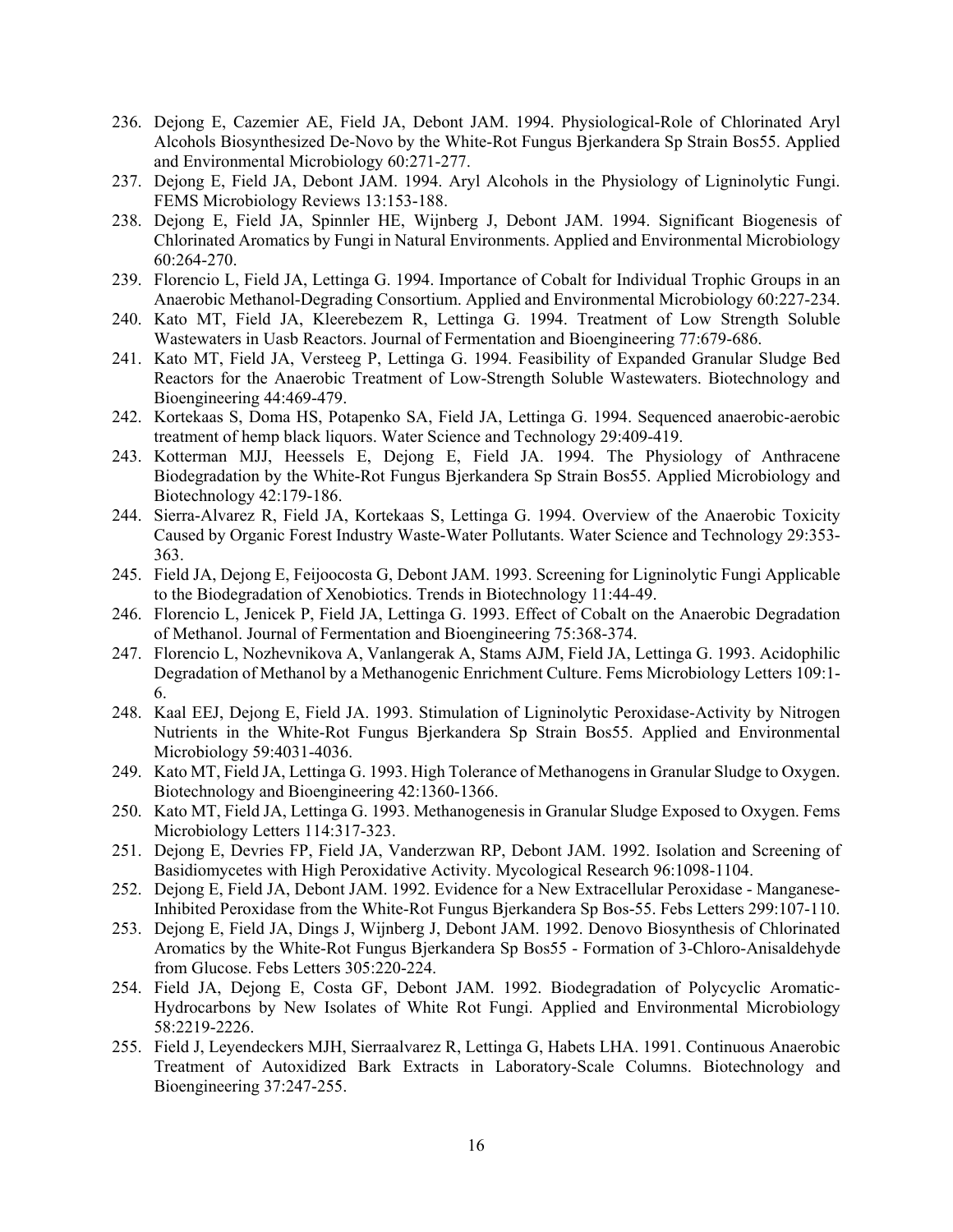236. Dejong E, Cazemier AE, Field JA, Debont JAM. 1994. Physiological-Role of Chlorinated Aryl Alcohols Biosynthesized De-Novo by the White-Rot Fungus Bjerkandera Sp Strain Bos55. Applied and Environmental Microbiology 60:271-277.
237. Dejong E, Field JA, Debont JAM. 1994. Aryl Alcohols in the Physiology of Ligninolytic Fungi. FEMS Microbiology Reviews 13:153-188.
238. Dejong E, Field JA, Spinnler HE, Wijnberg J, Debont JAM. 1994. Significant Biogenesis of Chlorinated Aromatics by Fungi in Natural Environments. Applied and Environmental Microbiology 60:264-270.
239. Florencio L, Field JA, Lettinga G. 1994. Importance of Cobalt for Individual Trophic Groups in an Anaerobic Methanol-Degrading Consortium. Applied and Environmental Microbiology 60:227-234.
240. Kato MT, Field JA, Kleerebezem R, Lettinga G. 1994. Treatment of Low Strength Soluble Wastewaters in Uasb Reactors. Journal of Fermentation and Bioengineering 77:679-686.
241. Kato MT, Field JA, Versteeg P, Lettinga G. 1994. Feasibility of Expanded Granular Sludge Bed Reactors for the Anaerobic Treatment of Low-Strength Soluble Wastewaters. Biotechnology and Bioengineering 44:469-479.
242. Kortekaas S, Doma HS, Potapenko SA, Field JA, Lettinga G. 1994. Sequenced anaerobic-aerobic treatment of hemp black liquors. Water Science and Technology 29:409-419.
243. Kotterman MJJ, Heessels E, Dejong E, Field JA. 1994. The Physiology of Anthracene Biodegradation by the White-Rot Fungus Bjerkandera Sp Strain Bos55. Applied Microbiology and Biotechnology 42:179-186.
244. Sierra-Alvarez R, Field JA, Kortekaas S, Lettinga G. 1994. Overview of the Anaerobic Toxicity Caused by Organic Forest Industry Waste-Water Pollutants. Water Science and Technology 29:353-363.
245. Field JA, Dejong E, Feijoocosta G, Debont JAM. 1993. Screening for Ligninolytic Fungi Applicable to the Biodegradation of Xenobiotics. Trends in Biotechnology 11:44-49.
246. Florencio L, Jenicek P, Field JA, Lettinga G. 1993. Effect of Cobalt on the Anaerobic Degradation of Methanol. Journal of Fermentation and Bioengineering 75:368-374.
247. Florencio L, Nozhevnikova A, Vanlangerak A, Stams AJM, Field JA, Lettinga G. 1993. Acidophilic Degradation of Methanol by a Methanogenic Enrichment Culture. Fems Microbiology Letters 109:1-6.
248. Kaal EEJ, Dejong E, Field JA. 1993. Stimulation of Ligninolytic Peroxidase-Activity by Nitrogen Nutrients in the White-Rot Fungus Bjerkandera Sp Strain Bos55. Applied and Environmental Microbiology 59:4031-4036.
249. Kato MT, Field JA, Lettinga G. 1993. High Tolerance of Methanogens in Granular Sludge to Oxygen. Biotechnology and Bioengineering 42:1360-1366.
250. Kato MT, Field JA, Lettinga G. 1993. Methanogenesis in Granular Sludge Exposed to Oxygen. Fems Microbiology Letters 114:317-323.
251. Dejong E, Devries FP, Field JA, Vanderzwan RP, Debont JAM. 1992. Isolation and Screening of Basidiomycetes with High Peroxidative Activity. Mycological Research 96:1098-1104.
252. Dejong E, Field JA, Debont JAM. 1992. Evidence for a New Extracellular Peroxidase - Manganese-Inhibited Peroxidase from the White-Rot Fungus Bjerkandera Sp Bos-55. Febs Letters 299:107-110.
253. Dejong E, Field JA, Dings J, Wijnberg J, Debont JAM. 1992. Denovo Biosynthesis of Chlorinated Aromatics by the White-Rot Fungus Bjerkandera Sp Bos55 - Formation of 3-Chloro-Anisaldehyde from Glucose. Febs Letters 305:220-224.
254. Field JA, Dejong E, Costa GF, Debont JAM. 1992. Biodegradation of Polycyclic Aromatic-Hydrocarbons by New Isolates of White Rot Fungi. Applied and Environmental Microbiology 58:2219-2226.
255. Field J, Leyendeckers MJH, Sierraalvarez R, Lettinga G, Habets LHA. 1991. Continuous Anaerobic Treatment of Autoxidized Bark Extracts in Laboratory-Scale Columns. Biotechnology and Bioengineering 37:247-255.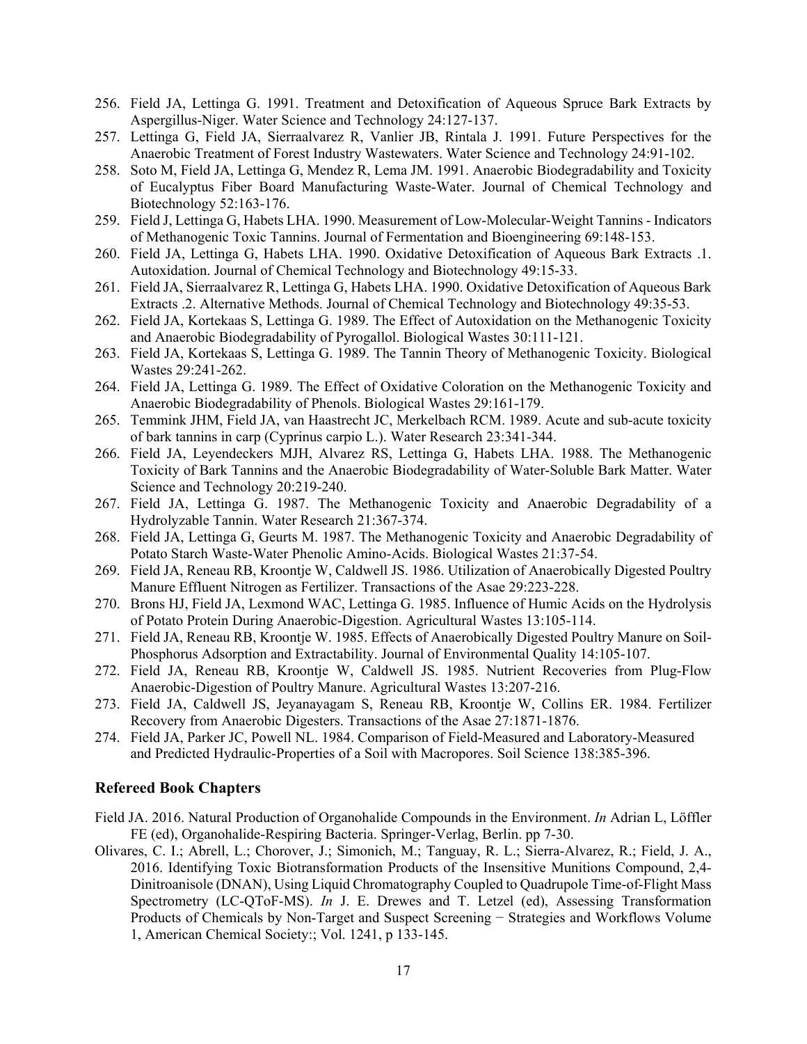256. Field JA, Lettinga G. 1991. Treatment and Detoxification of Aqueous Spruce Bark Extracts by Aspergillus-Niger. Water Science and Technology 24:127-137.
257. Lettinga G, Field JA, Sierraalvarez R, Vanlier JB, Rintala J. 1991. Future Perspectives for the Anaerobic Treatment of Forest Industry Wastewaters. Water Science and Technology 24:91-102.
258. Soto M, Field JA, Lettinga G, Mendez R, Lema JM. 1991. Anaerobic Biodegradability and Toxicity of Eucalyptus Fiber Board Manufacturing Waste-Water. Journal of Chemical Technology and Biotechnology 52:163-176.
259. Field J, Lettinga G, Habets LHA. 1990. Measurement of Low-Molecular-Weight Tannins - Indicators of Methanogenic Toxic Tannins. Journal of Fermentation and Bioengineering 69:148-153.
260. Field JA, Lettinga G, Habets LHA. 1990. Oxidative Detoxification of Aqueous Bark Extracts .1. Autoxidation. Journal of Chemical Technology and Biotechnology 49:15-33.
261. Field JA, Sierraalvarez R, Lettinga G, Habets LHA. 1990. Oxidative Detoxification of Aqueous Bark Extracts .2. Alternative Methods. Journal of Chemical Technology and Biotechnology 49:35-53.
262. Field JA, Kortekaas S, Lettinga G. 1989. The Effect of Autoxidation on the Methanogenic Toxicity and Anaerobic Biodegradability of Pyrogallol. Biological Wastes 30:111-121.
263. Field JA, Kortekaas S, Lettinga G. 1989. The Tannin Theory of Methanogenic Toxicity. Biological Wastes 29:241-262.
264. Field JA, Lettinga G. 1989. The Effect of Oxidative Coloration on the Methanogenic Toxicity and Anaerobic Biodegradability of Phenols. Biological Wastes 29:161-179.
265. Temmink JHM, Field JA, van Haastrecht JC, Merkelbach RCM. 1989. Acute and sub-acute toxicity of bark tannins in carp (Cyprinus carpio L.). Water Research 23:341-344.
266. Field JA, Leyendeckers MJH, Alvarez RS, Lettinga G, Habets LHA. 1988. The Methanogenic Toxicity of Bark Tannins and the Anaerobic Biodegradability of Water-Soluble Bark Matter. Water Science and Technology 20:219-240.
267. Field JA, Lettinga G. 1987. The Methanogenic Toxicity and Anaerobic Degradability of a Hydrolyzable Tannin. Water Research 21:367-374.
268. Field JA, Lettinga G, Geurts M. 1987. The Methanogenic Toxicity and Anaerobic Degradability of Potato Starch Waste-Water Phenolic Amino-Acids. Biological Wastes 21:37-54.
269. Field JA, Reneau RB, Kroontje W, Caldwell JS. 1986. Utilization of Anaerobically Digested Poultry Manure Effluent Nitrogen as Fertilizer. Transactions of the Asae 29:223-228.
270. Brons HJ, Field JA, Lexmond WAC, Lettinga G. 1985. Influence of Humic Acids on the Hydrolysis of Potato Protein During Anaerobic-Digestion. Agricultural Wastes 13:105-114.
271. Field JA, Reneau RB, Kroontje W. 1985. Effects of Anaerobically Digested Poultry Manure on Soil-Phosphorus Adsorption and Extractability. Journal of Environmental Quality 14:105-107.
272. Field JA, Reneau RB, Kroontje W, Caldwell JS. 1985. Nutrient Recoveries from Plug-Flow Anaerobic-Digestion of Poultry Manure. Agricultural Wastes 13:207-216.
273. Field JA, Caldwell JS, Jeyanayagam S, Reneau RB, Kroontje W, Collins ER. 1984. Fertilizer Recovery from Anaerobic Digesters. Transactions of the Asae 27:1871-1876.
274. Field JA, Parker JC, Powell NL. 1984. Comparison of Field-Measured and Laboratory-Measured and Predicted Hydraulic-Properties of a Soil with Macropores. Soil Science 138:385-396.

### Refereed Book Chapters

Field JA. 2016. Natural Production of Organohalide Compounds in the Environment. *In* Adrian L, Löffler FE (ed), Organohalide-Respiring Bacteria. Springer-Verlag, Berlin. pp 7-30.

Olivares, C. I.; Abrell, L.; Chorover, J.; Simonich, M.; Tanguay, R. L.; Sierra-Alvarez, R.; Field, J. A., 2016. Identifying Toxic Biotransformation Products of the Insensitive Munitions Compound, 2,4-Dinitroanisole (DNAN), Using Liquid Chromatography Coupled to Quadrupole Time-of-Flight Mass Spectrometry (LC-QToF-MS). *In* J. E. Drewes and T. Letzel (ed), Assessing Transformation Products of Chemicals by Non-Target and Suspect Screening − Strategies and Workflows Volume 1, American Chemical Society:; Vol. 1241, p 133-145.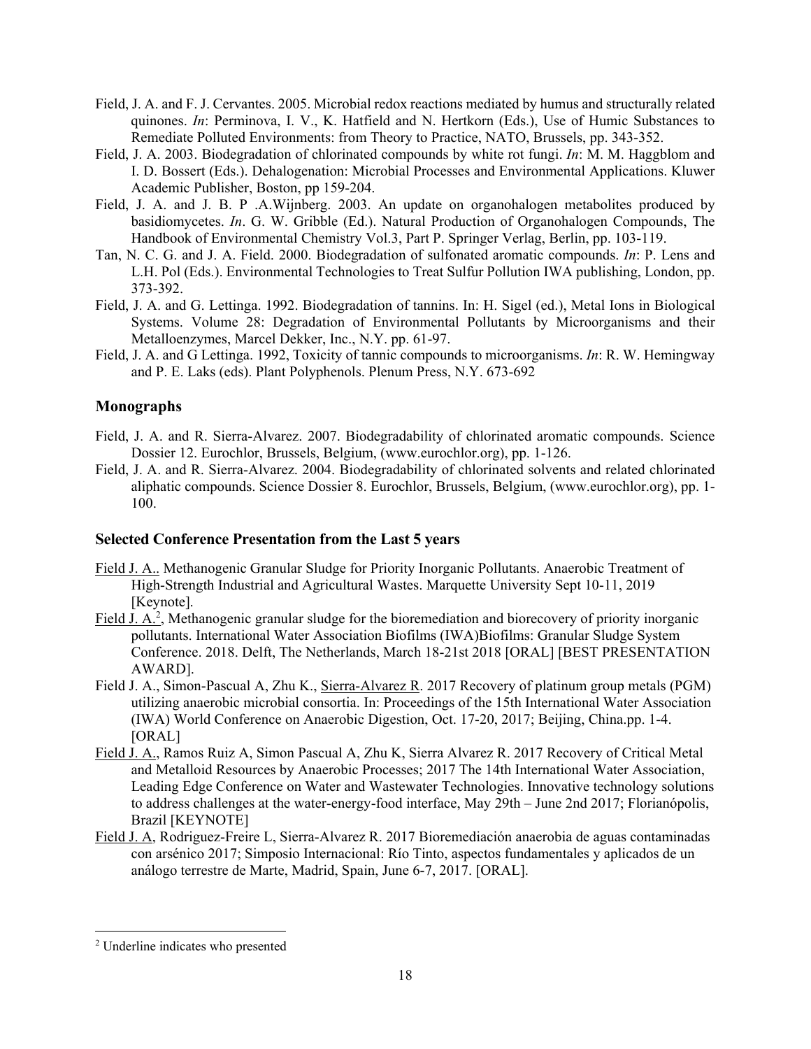Field, J. A. and F. J. Cervantes. 2005. Microbial redox reactions mediated by humus and structurally related quinones. *In*: Perminova, I. V., K. Hatfield and N. Hertkorn (Eds.), Use of Humic Substances to Remediate Polluted Environments: from Theory to Practice, NATO, Brussels, pp. 343-352.

Field, J. A. 2003. Biodegradation of chlorinated compounds by white rot fungi. *In*: M. M. Haggblom and I. D. Bossert (Eds.). Dehalogenation: Microbial Processes and Environmental Applications. Kluwer Academic Publisher, Boston, pp 159-204.

Field, J. A. and J. B. P .A.Wijnberg. 2003. An update on organohalogen metabolites produced by basidiomycetes. *In*. G. W. Gribble (Ed.). Natural Production of Organohalogen Compounds, The Handbook of Environmental Chemistry Vol.3, Part P. Springer Verlag, Berlin, pp. 103-119.

Tan, N. C. G. and J. A. Field. 2000. Biodegradation of sulfonated aromatic compounds. *In*: P. Lens and L.H. Pol (Eds.). Environmental Technologies to Treat Sulfur Pollution IWA publishing, London, pp. 373-392.

Field, J. A. and G. Lettinga. 1992. Biodegradation of tannins. In: H. Sigel (ed.), Metal Ions in Biological Systems. Volume 28: Degradation of Environmental Pollutants by Microorganisms and their Metalloenzymes, Marcel Dekker, Inc., N.Y. pp. 61-97.

Field, J. A. and G Lettinga. 1992, Toxicity of tannic compounds to microorganisms. *In*: R. W. Hemingway and P. E. Laks (eds). Plant Polyphenols. Plenum Press, N.Y. 673-692

### Monographs

Field, J. A. and R. Sierra-Alvarez. 2007. Biodegradability of chlorinated aromatic compounds. Science Dossier 12. Eurochlor, Brussels, Belgium, (www.eurochlor.org), pp. 1-126.

Field, J. A. and R. Sierra-Alvarez. 2004. Biodegradability of chlorinated solvents and related chlorinated aliphatic compounds. Science Dossier 8. Eurochlor, Brussels, Belgium, (www.eurochlor.org), pp. 1-100.

### Selected Conference Presentation from the Last 5 years

<u>Field J. A..</u> Methanogenic Granular Sludge for Priority Inorganic Pollutants. Anaerobic Treatment of High-Strength Industrial and Agricultural Wastes. Marquette University Sept 10-11, 2019 [Keynote].

<u>Field J. A.</u>[2], Methanogenic granular sludge for the bioremediation and biorecovery of priority inorganic pollutants. International Water Association Biofilms (IWA)Biofilms: Granular Sludge System Conference. 2018. Delft, The Netherlands, March 18-21st 2018 [ORAL] [BEST PRESENTATION AWARD].

Field J. A., Simon-Pascual A, Zhu K., <u>Sierra-Alvarez R</u>. 2017 Recovery of platinum group metals (PGM) utilizing anaerobic microbial consortia. In: Proceedings of the 15th International Water Association (IWA) World Conference on Anaerobic Digestion, Oct. 17-20, 2017; Beijing, China.pp. 1-4. [ORAL]

<u>Field J. A.</u>, Ramos Ruiz A, Simon Pascual A, Zhu K, Sierra Alvarez R. 2017 Recovery of Critical Metal and Metalloid Resources by Anaerobic Processes; 2017 The 14th International Water Association, Leading Edge Conference on Water and Wastewater Technologies. Innovative technology solutions to address challenges at the water-energy-food interface, May 29th – June 2nd 2017; Florianópolis, Brazil [KEYNOTE]

<u>Field J. A</u>, Rodriguez-Freire L, Sierra-Alvarez R. 2017 Bioremediación anaerobia de aguas contaminadas con arsénico 2017; Simposio Internacional: Río Tinto, aspectos fundamentales y aplicados de un análogo terrestre de Marte, Madrid, Spain, June 6-7, 2017. [ORAL].

---

[2] Underline indicates who presented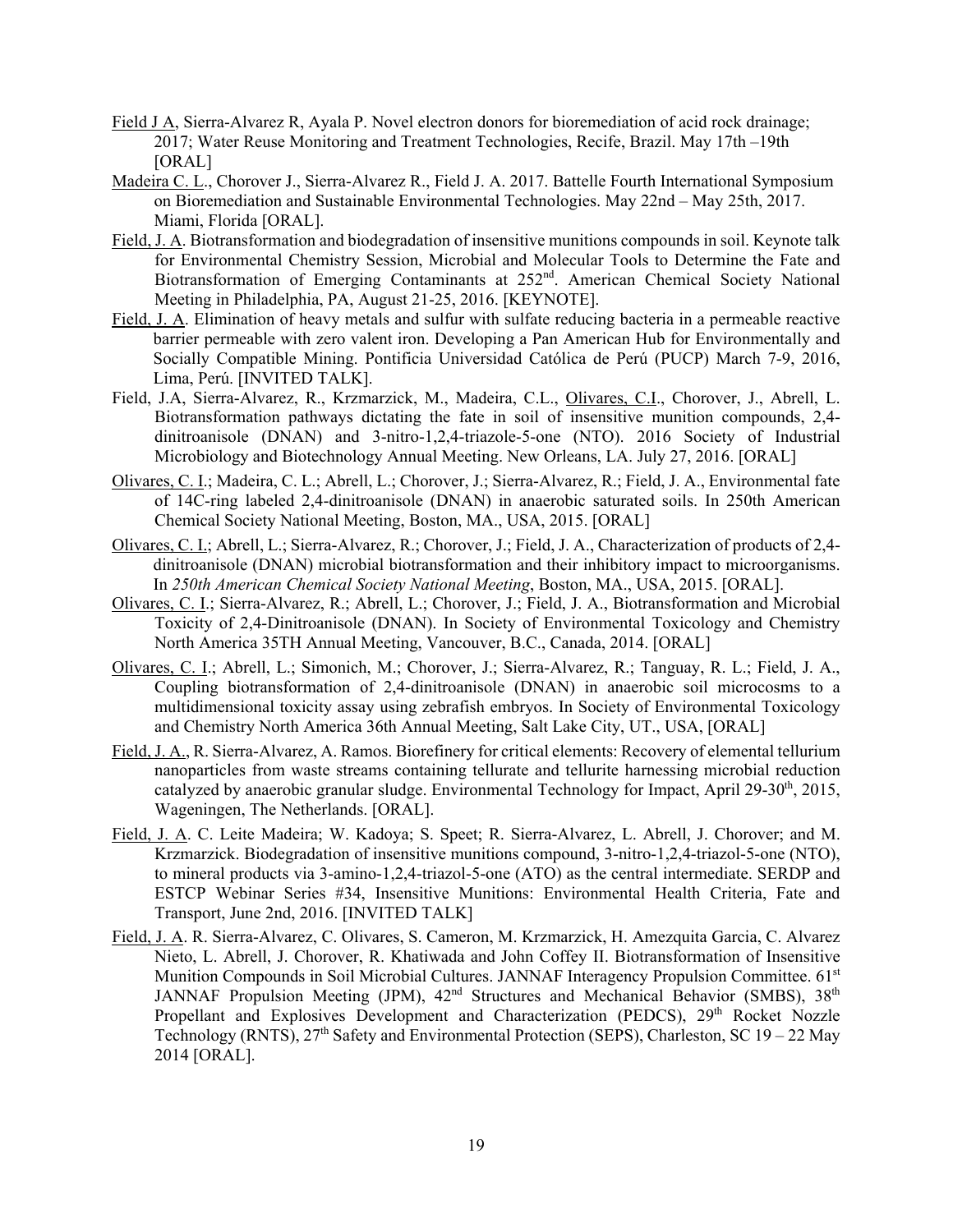Field J A, Sierra-Alvarez R, Ayala P. Novel electron donors for bioremediation of acid rock drainage; 2017; Water Reuse Monitoring and Treatment Technologies, Recife, Brazil. May 17th –19th [ORAL]

Madeira C. L., Chorover J., Sierra-Alvarez R., Field J. A. 2017. Battelle Fourth International Symposium on Bioremediation and Sustainable Environmental Technologies. May 22nd – May 25th, 2017. Miami, Florida [ORAL].

Field, J. A. Biotransformation and biodegradation of insensitive munitions compounds in soil. Keynote talk for Environmental Chemistry Session, Microbial and Molecular Tools to Determine the Fate and Biotransformation of Emerging Contaminants at 252nd. American Chemical Society National Meeting in Philadelphia, PA, August 21-25, 2016. [KEYNOTE].

Field, J. A. Elimination of heavy metals and sulfur with sulfate reducing bacteria in a permeable reactive barrier permeable with zero valent iron. Developing a Pan American Hub for Environmentally and Socially Compatible Mining. Pontificia Universidad Católica de Perú (PUCP) March 7-9, 2016, Lima, Perú. [INVITED TALK].

Field, J.A, Sierra-Alvarez, R., Krzmarzick, M., Madeira, C.L., Olivares, C.I., Chorover, J., Abrell, L. Biotransformation pathways dictating the fate in soil of insensitive munition compounds, 2,4-dinitroanisole (DNAN) and 3-nitro-1,2,4-triazole-5-one (NTO). 2016 Society of Industrial Microbiology and Biotechnology Annual Meeting. New Orleans, LA. July 27, 2016. [ORAL]

Olivares, C. I.; Madeira, C. L.; Abrell, L.; Chorover, J.; Sierra-Alvarez, R.; Field, J. A., Environmental fate of 14C-ring labeled 2,4-dinitroanisole (DNAN) in anaerobic saturated soils. In 250th American Chemical Society National Meeting, Boston, MA., USA, 2015. [ORAL]

Olivares, C. I.; Abrell, L.; Sierra-Alvarez, R.; Chorover, J.; Field, J. A., Characterization of products of 2,4-dinitroanisole (DNAN) microbial biotransformation and their inhibitory impact to microorganisms. In *250th American Chemical Society National Meeting*, Boston, MA., USA, 2015. [ORAL].

Olivares, C. I.; Sierra-Alvarez, R.; Abrell, L.; Chorover, J.; Field, J. A., Biotransformation and Microbial Toxicity of 2,4-Dinitroanisole (DNAN). In Society of Environmental Toxicology and Chemistry North America 35TH Annual Meeting, Vancouver, B.C., Canada, 2014. [ORAL]

Olivares, C. I.; Abrell, L.; Simonich, M.; Chorover, J.; Sierra-Alvarez, R.; Tanguay, R. L.; Field, J. A., Coupling biotransformation of 2,4-dinitroanisole (DNAN) in anaerobic soil microcosms to a multidimensional toxicity assay using zebrafish embryos. In Society of Environmental Toxicology and Chemistry North America 36th Annual Meeting, Salt Lake City, UT., USA, [ORAL]

Field, J. A., R. Sierra-Alvarez, A. Ramos. Biorefinery for critical elements: Recovery of elemental tellurium nanoparticles from waste streams containing tellurate and tellurite harnessing microbial reduction catalyzed by anaerobic granular sludge. Environmental Technology for Impact, April 29-30th, 2015, Wageningen, The Netherlands. [ORAL].

Field, J. A. C. Leite Madeira; W. Kadoya; S. Speet; R. Sierra-Alvarez, L. Abrell, J. Chorover; and M. Krzmarzick. Biodegradation of insensitive munitions compound, 3-nitro-1,2,4-triazol-5-one (NTO), to mineral products via 3-amino-1,2,4-triazol-5-one (ATO) as the central intermediate. SERDP and ESTCP Webinar Series #34, Insensitive Munitions: Environmental Health Criteria, Fate and Transport, June 2nd, 2016. [INVITED TALK]

Field, J. A. R. Sierra-Alvarez, C. Olivares, S. Cameron, M. Krzmarzick, H. Amezquita Garcia, C. Alvarez Nieto, L. Abrell, J. Chorover, R. Khatiwada and John Coffey II. Biotransformation of Insensitive Munition Compounds in Soil Microbial Cultures. JANNAF Interagency Propulsion Committee. 61st JANNAF Propulsion Meeting (JPM), 42nd Structures and Mechanical Behavior (SMBS), 38th Propellant and Explosives Development and Characterization (PEDCS), 29th Rocket Nozzle Technology (RNTS), 27th Safety and Environmental Protection (SEPS), Charleston, SC 19 – 22 May 2014 [ORAL].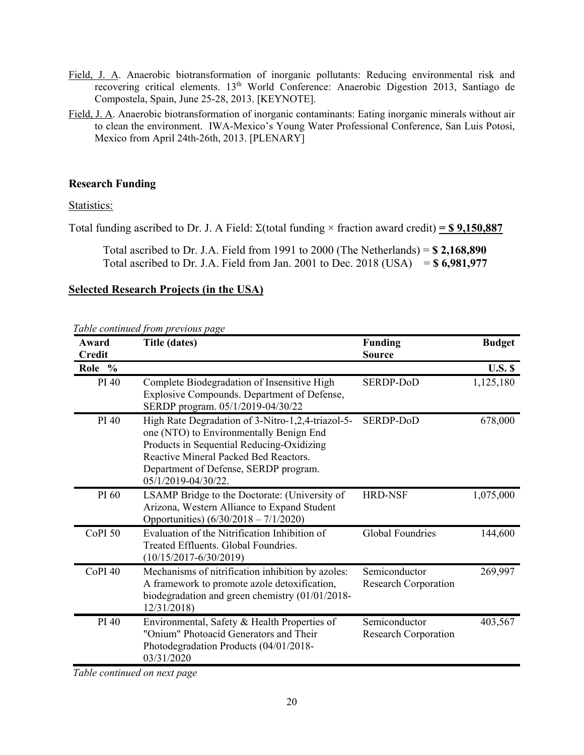Field, J. A. Anaerobic biotransformation of inorganic pollutants: Reducing environmental risk and recovering critical elements. 13th World Conference: Anaerobic Digestion 2013, Santiago de Compostela, Spain, June 25-28, 2013. [KEYNOTE].

Field, J. A. Anaerobic biotransformation of inorganic contaminants: Eating inorganic minerals without air to clean the environment. IWA-Mexico's Young Water Professional Conference, San Luis Potosi, Mexico from April 24th-26th, 2013. [PLENARY]

### Research Funding

Statistics:

Total funding ascribed to Dr. J. A Field: Σ(total funding × fraction award credit) **= $ 9,150,887**

Total ascribed to Dr. J.A. Field from 1991 to 2000 (The Netherlands) = **$ 2,168,890**
Total ascribed to Dr. J.A. Field from Jan. 2001 to Dec. 2018 (USA) = **$ 6,981,977**

### Selected Research Projects (in the USA)

*Table continued from previous page*

| Award Credit | Title (dates) | Funding Source | Budget |
|---|---|---|---|
| Role % | | | U.S. $ |
| PI 40 | Complete Biodegradation of Insensitive High Explosive Compounds. Department of Defense, SERDP program. 05/1/2019-04/30/22 | SERDP-DoD | 1,125,180 |
| PI 40 | High Rate Degradation of 3-Nitro-1,2,4-triazol-5-one (NTO) to Environmentally Benign End Products in Sequential Reducing-Oxidizing Reactive Mineral Packed Bed Reactors. Department of Defense, SERDP program. 05/1/2019-04/30/22. | SERDP-DoD | 678,000 |
| PI 60 | LSAMP Bridge to the Doctorate: (University of Arizona, Western Alliance to Expand Student Opportunities) (6/30/2018 – 7/1/2020) | HRD-NSF | 1,075,000 |
| CoPI 50 | Evaluation of the Nitrification Inhibition of Treated Effluents. Global Foundries. (10/15/2017-6/30/2019) | Global Foundries | 144,600 |
| CoPI 40 | Mechanisms of nitrification inhibition by azoles: A framework to promote azole detoxification, biodegradation and green chemistry (01/01/2018-12/31/2018) | Semiconductor Research Corporation | 269,997 |
| PI 40 | Environmental, Safety & Health Properties of "Onium" Photoacid Generators and Their Photodegradation Products (04/01/2018-03/31/2020 | Semiconductor Research Corporation | 403,567 |

*Table continued on next page*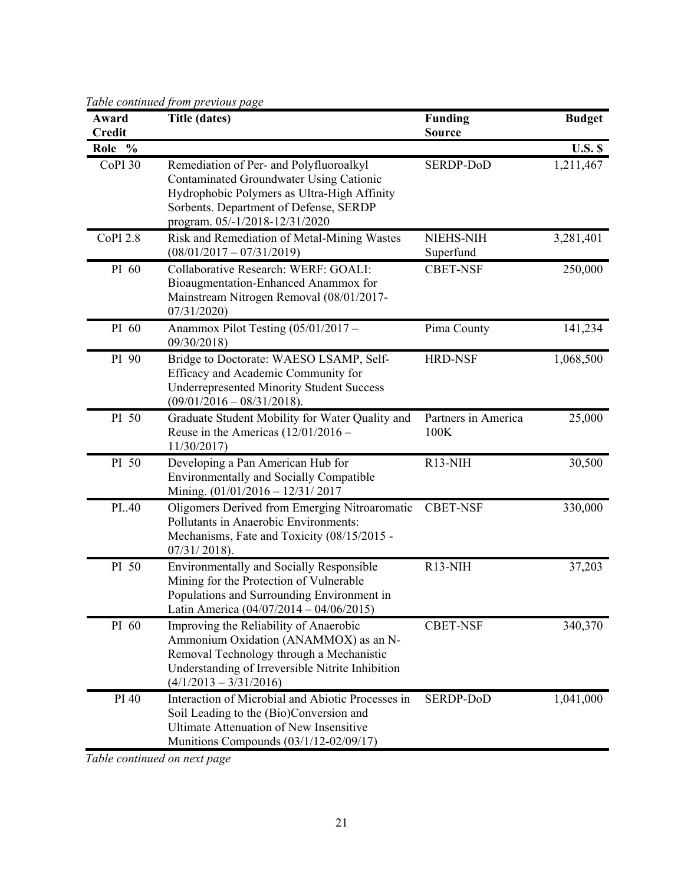*Table continued from previous page*

| Award Credit Role % | Title (dates) | Funding Source | Budget U.S. $ |
|---|---|---|---|
| CoPI 30 | Remediation of Per- and Polyfluoroalkyl Contaminated Groundwater Using Cationic Hydrophobic Polymers as Ultra-High Affinity Sorbents. Department of Defense, SERDP program. 05/-1/2018-12/31/2020 | SERDP-DoD | 1,211,467 |
| CoPI 2.8 | Risk and Remediation of Metal-Mining Wastes (08/01/2017 – 07/31/2019) | NIEHS-NIH Superfund | 3,281,401 |
| PI 60 | Collaborative Research: WERF: GOALI: Bioaugmentation-Enhanced Anammox for Mainstream Nitrogen Removal (08/01/2017-07/31/2020) | CBET-NSF | 250,000 |
| PI 60 | Anammox Pilot Testing (05/01/2017 – 09/30/2018) | Pima County | 141,234 |
| PI 90 | Bridge to Doctorate: WAESO LSAMP, Self-Efficacy and Academic Community for Underrepresented Minority Student Success (09/01/2016 – 08/31/2018). | HRD-NSF | 1,068,500 |
| PI 50 | Graduate Student Mobility for Water Quality and Reuse in the Americas (12/01/2016 – 11/30/2017) | Partners in America 100K | 25,000 |
| PI 50 | Developing a Pan American Hub for Environmentally and Socially Compatible Mining. (01/01/2016 – 12/31/ 2017 | R13-NIH | 30,500 |
| PI..40 | Oligomers Derived from Emerging Nitroaromatic Pollutants in Anaerobic Environments: Mechanisms, Fate and Toxicity (08/15/2015 - 07/31/ 2018). | CBET-NSF | 330,000 |
| PI 50 | Environmentally and Socially Responsible Mining for the Protection of Vulnerable Populations and Surrounding Environment in Latin America (04/07/2014 – 04/06/2015) | R13-NIH | 37,203 |
| PI 60 | Improving the Reliability of Anaerobic Ammonium Oxidation (ANAMMOX) as an N-Removal Technology through a Mechanistic Understanding of Irreversible Nitrite Inhibition (4/1/2013 – 3/31/2016) | CBET-NSF | 340,370 |
| PI 40 | Interaction of Microbial and Abiotic Processes in Soil Leading to the (Bio)Conversion and Ultimate Attenuation of New Insensitive Munitions Compounds (03/1/12-02/09/17) | SERDP-DoD | 1,041,000 |

*Table continued on next page*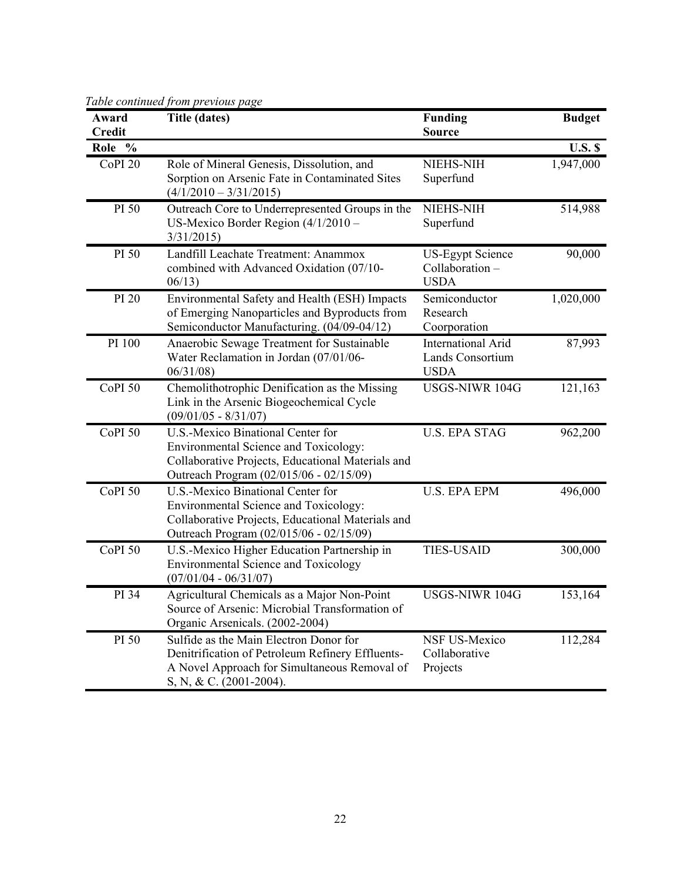*Table continued from previous page*

| Award Credit<br>Role % | Title (dates) | Funding Source | Budget<br>U.S. $ |
|---|---|---|---|
| CoPI 20 | Role of Mineral Genesis, Dissolution, and Sorption on Arsenic Fate in Contaminated Sites (4/1/2010 – 3/31/2015) | NIEHS-NIH Superfund | 1,947,000 |
| PI 50 | Outreach Core to Underrepresented Groups in the US-Mexico Border Region (4/1/2010 – 3/31/2015) | NIEHS-NIH Superfund | 514,988 |
| PI 50 | Landfill Leachate Treatment: Anammox combined with Advanced Oxidation (07/10-06/13) | US-Egypt Science Collaboration – USDA | 90,000 |
| PI 20 | Environmental Safety and Health (ESH) Impacts of Emerging Nanoparticles and Byproducts from Semiconductor Manufacturing. (04/09-04/12) | Semiconductor Research Coorporation | 1,020,000 |
| PI 100 | Anaerobic Sewage Treatment for Sustainable Water Reclamation in Jordan (07/01/06-06/31/08) | International Arid Lands Consortium USDA | 87,993 |
| CoPI 50 | Chemolithotrophic Denification as the Missing Link in the Arsenic Biogeochemical Cycle (09/01/05 - 8/31/07) | USGS-NIWR 104G | 121,163 |
| CoPI 50 | U.S.-Mexico Binational Center for Environmental Science and Toxicology: Collaborative Projects, Educational Materials and Outreach Program (02/015/06 - 02/15/09) | U.S. EPA STAG | 962,200 |
| CoPI 50 | U.S.-Mexico Binational Center for Environmental Science and Toxicology: Collaborative Projects, Educational Materials and Outreach Program (02/015/06 - 02/15/09) | U.S. EPA EPM | 496,000 |
| CoPI 50 | U.S.-Mexico Higher Education Partnership in Environmental Science and Toxicology (07/01/04 - 06/31/07) | TIES-USAID | 300,000 |
| PI 34 | Agricultural Chemicals as a Major Non-Point Source of Arsenic: Microbial Transformation of Organic Arsenicals. (2002-2004) | USGS-NIWR 104G | 153,164 |
| PI 50 | Sulfide as the Main Electron Donor for Denitrification of Petroleum Refinery Effluents- A Novel Approach for Simultaneous Removal of S, N, & C. (2001-2004). | NSF US-Mexico Collaborative Projects | 112,284 |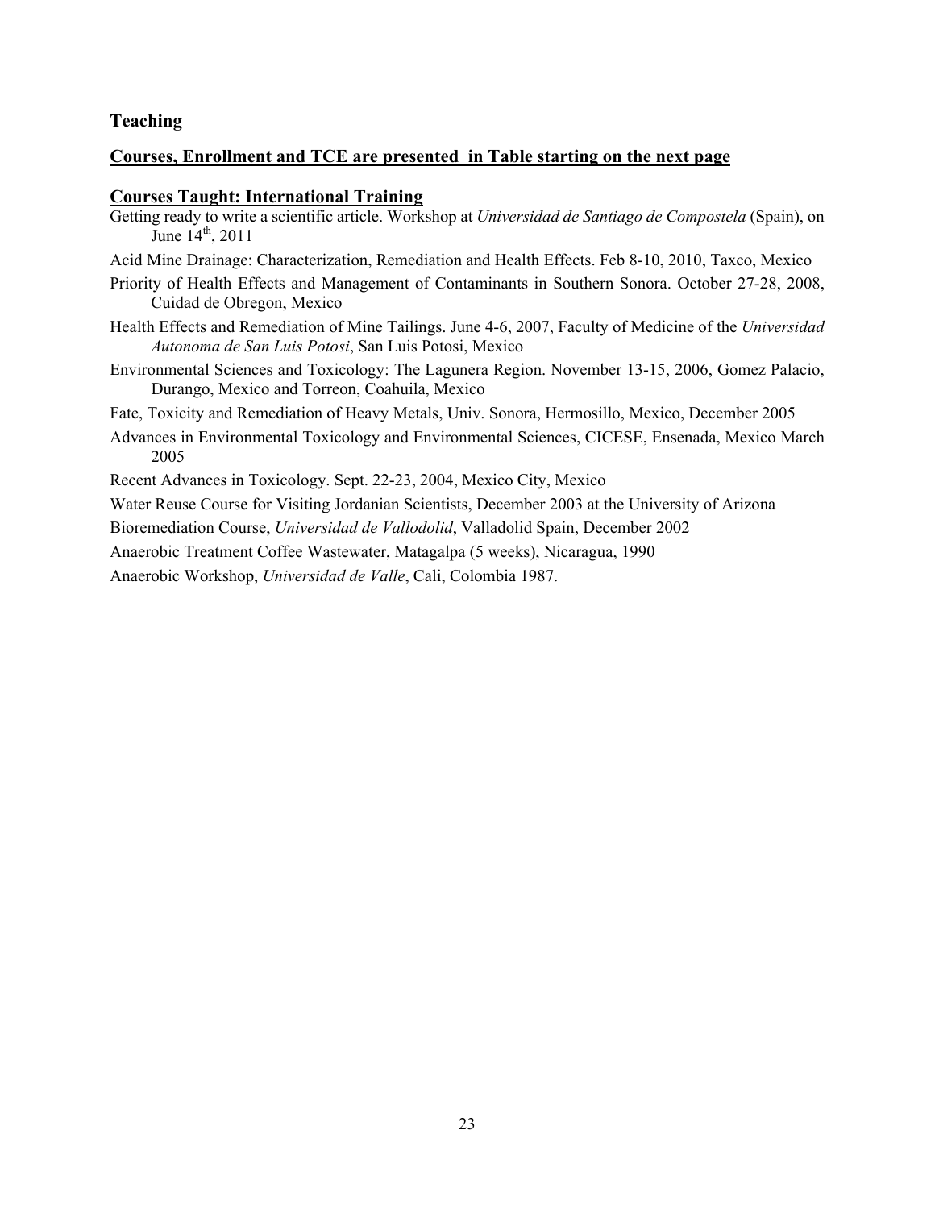### Teaching

**<u>Courses, Enrollment and TCE are presented in Table starting on the next page</u>**

**<u>Courses Taught: International Training</u>**

Getting ready to write a scientific article. Workshop at *Universidad de Santiago de Compostela* (Spain), on June 14th, 2011

Acid Mine Drainage: Characterization, Remediation and Health Effects. Feb 8-10, 2010, Taxco, Mexico

Priority of Health Effects and Management of Contaminants in Southern Sonora. October 27-28, 2008, Cuidad de Obregon, Mexico

Health Effects and Remediation of Mine Tailings. June 4-6, 2007, Faculty of Medicine of the *Universidad Autonoma de San Luis Potosi*, San Luis Potosi, Mexico

Environmental Sciences and Toxicology: The Lagunera Region. November 13-15, 2006, Gomez Palacio, Durango, Mexico and Torreon, Coahuila, Mexico

Fate, Toxicity and Remediation of Heavy Metals, Univ. Sonora, Hermosillo, Mexico, December 2005

Advances in Environmental Toxicology and Environmental Sciences, CICESE, Ensenada, Mexico March 2005

Recent Advances in Toxicology. Sept. 22-23, 2004, Mexico City, Mexico

Water Reuse Course for Visiting Jordanian Scientists, December 2003 at the University of Arizona

Bioremediation Course, *Universidad de Vallodolid*, Valladolid Spain, December 2002

Anaerobic Treatment Coffee Wastewater, Matagalpa (5 weeks), Nicaragua, 1990

Anaerobic Workshop, *Universidad de Valle*, Cali, Colombia 1987.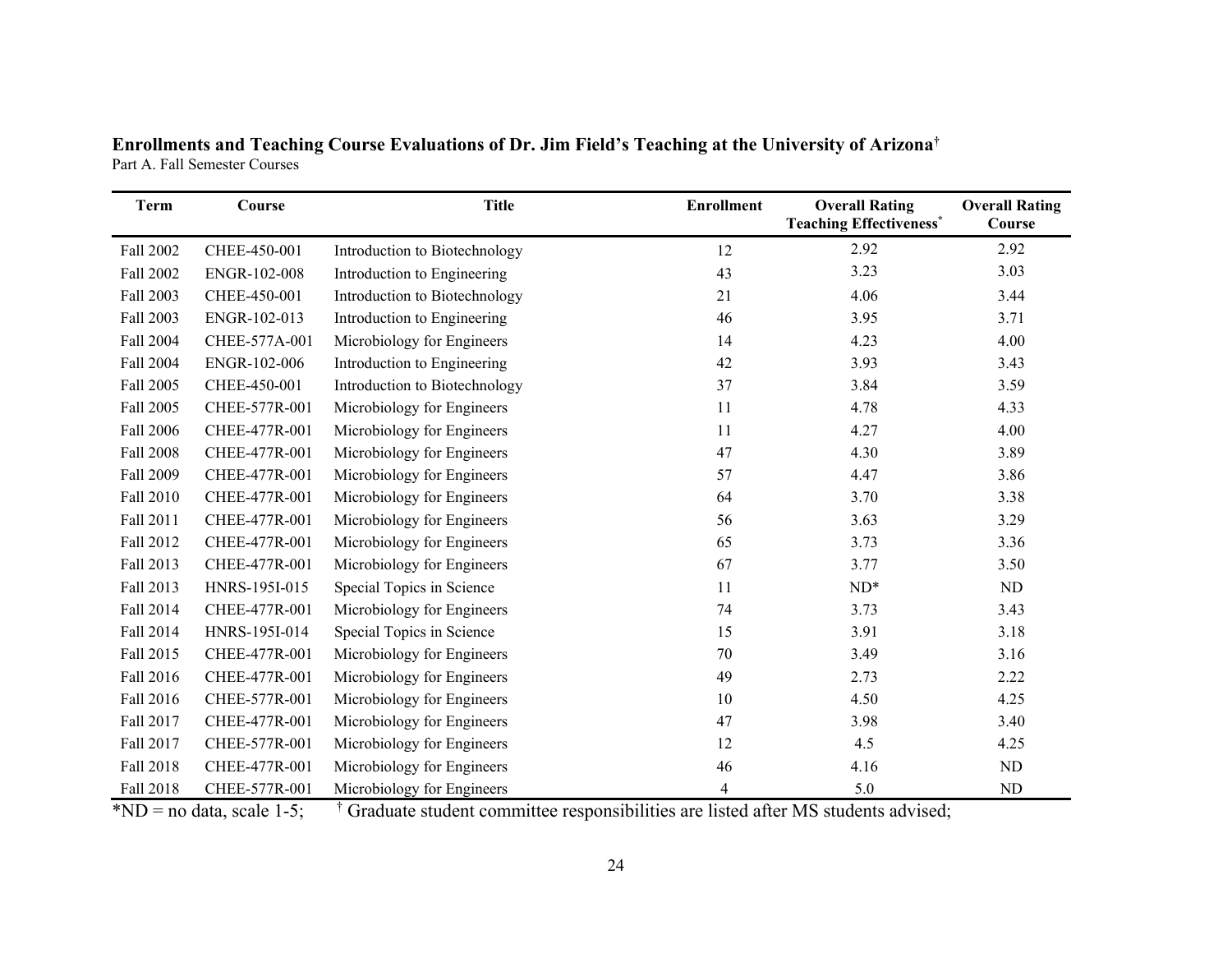**Enrollments and Teaching Course Evaluations of Dr. Jim Field's Teaching at the University of Arizona**[†]

Part A. Fall Semester Courses

| Term | Course | Title | Enrollment | Overall Rating Teaching Effectiveness[*] | Overall Rating Course |
|---|---|---|---|---|---|
| Fall 2002 | CHEE-450-001 | Introduction to Biotechnology | 12 | 2.92 | 2.92 |
| Fall 2002 | ENGR-102-008 | Introduction to Engineering | 43 | 3.23 | 3.03 |
| Fall 2003 | CHEE-450-001 | Introduction to Biotechnology | 21 | 4.06 | 3.44 |
| Fall 2003 | ENGR-102-013 | Introduction to Engineering | 46 | 3.95 | 3.71 |
| Fall 2004 | CHEE-577A-001 | Microbiology for Engineers | 14 | 4.23 | 4.00 |
| Fall 2004 | ENGR-102-006 | Introduction to Engineering | 42 | 3.93 | 3.43 |
| Fall 2005 | CHEE-450-001 | Introduction to Biotechnology | 37 | 3.84 | 3.59 |
| Fall 2005 | CHEE-577R-001 | Microbiology for Engineers | 11 | 4.78 | 4.33 |
| Fall 2006 | CHEE-477R-001 | Microbiology for Engineers | 11 | 4.27 | 4.00 |
| Fall 2008 | CHEE-477R-001 | Microbiology for Engineers | 47 | 4.30 | 3.89 |
| Fall 2009 | CHEE-477R-001 | Microbiology for Engineers | 57 | 4.47 | 3.86 |
| Fall 2010 | CHEE-477R-001 | Microbiology for Engineers | 64 | 3.70 | 3.38 |
| Fall 2011 | CHEE-477R-001 | Microbiology for Engineers | 56 | 3.63 | 3.29 |
| Fall 2012 | CHEE-477R-001 | Microbiology for Engineers | 65 | 3.73 | 3.36 |
| Fall 2013 | CHEE-477R-001 | Microbiology for Engineers | 67 | 3.77 | 3.50 |
| Fall 2013 | HNRS-195I-015 | Special Topics in Science | 11 | ND* | ND |
| Fall 2014 | CHEE-477R-001 | Microbiology for Engineers | 74 | 3.73 | 3.43 |
| Fall 2014 | HNRS-195I-014 | Special Topics in Science | 15 | 3.91 | 3.18 |
| Fall 2015 | CHEE-477R-001 | Microbiology for Engineers | 70 | 3.49 | 3.16 |
| Fall 2016 | CHEE-477R-001 | Microbiology for Engineers | 49 | 2.73 | 2.22 |
| Fall 2016 | CHEE-577R-001 | Microbiology for Engineers | 10 | 4.50 | 4.25 |
| Fall 2017 | CHEE-477R-001 | Microbiology for Engineers | 47 | 3.98 | 3.40 |
| Fall 2017 | CHEE-577R-001 | Microbiology for Engineers | 12 | 4.5 | 4.25 |
| Fall 2018 | CHEE-477R-001 | Microbiology for Engineers | 46 | 4.16 | ND |
| Fall 2018 | CHEE-577R-001 | Microbiology for Engineers | 4 | 5.0 | ND |

*ND = no data, scale 1-5; [†] Graduate student committee responsibilities are listed after MS students advised;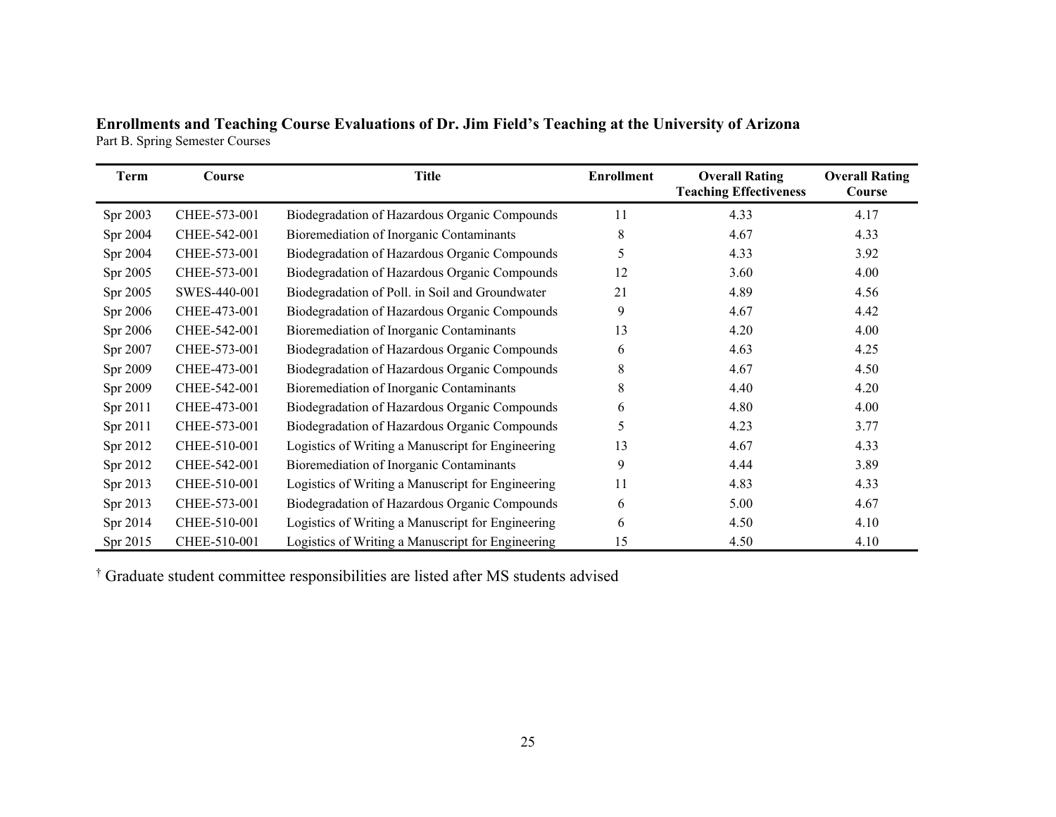**Enrollments and Teaching Course Evaluations of Dr. Jim Field's Teaching at the University of Arizona**
Part B. Spring Semester Courses

| Term | Course | Title | Enrollment | Overall Rating Teaching Effectiveness | Overall Rating Course |
|---|---|---|---|---|---|
| Spr 2003 | CHEE-573-001 | Biodegradation of Hazardous Organic Compounds | 11 | 4.33 | 4.17 |
| Spr 2004 | CHEE-542-001 | Bioremediation of Inorganic Contaminants | 8 | 4.67 | 4.33 |
| Spr 2004 | CHEE-573-001 | Biodegradation of Hazardous Organic Compounds | 5 | 4.33 | 3.92 |
| Spr 2005 | CHEE-573-001 | Biodegradation of Hazardous Organic Compounds | 12 | 3.60 | 4.00 |
| Spr 2005 | SWES-440-001 | Biodegradation of Poll. in Soil and Groundwater | 21 | 4.89 | 4.56 |
| Spr 2006 | CHEE-473-001 | Biodegradation of Hazardous Organic Compounds | 9 | 4.67 | 4.42 |
| Spr 2006 | CHEE-542-001 | Bioremediation of Inorganic Contaminants | 13 | 4.20 | 4.00 |
| Spr 2007 | CHEE-573-001 | Biodegradation of Hazardous Organic Compounds | 6 | 4.63 | 4.25 |
| Spr 2009 | CHEE-473-001 | Biodegradation of Hazardous Organic Compounds | 8 | 4.67 | 4.50 |
| Spr 2009 | CHEE-542-001 | Bioremediation of Inorganic Contaminants | 8 | 4.40 | 4.20 |
| Spr 2011 | CHEE-473-001 | Biodegradation of Hazardous Organic Compounds | 6 | 4.80 | 4.00 |
| Spr 2011 | CHEE-573-001 | Biodegradation of Hazardous Organic Compounds | 5 | 4.23 | 3.77 |
| Spr 2012 | CHEE-510-001 | Logistics of Writing a Manuscript for Engineering | 13 | 4.67 | 4.33 |
| Spr 2012 | CHEE-542-001 | Bioremediation of Inorganic Contaminants | 9 | 4.44 | 3.89 |
| Spr 2013 | CHEE-510-001 | Logistics of Writing a Manuscript for Engineering | 11 | 4.83 | 4.33 |
| Spr 2013 | CHEE-573-001 | Biodegradation of Hazardous Organic Compounds | 6 | 5.00 | 4.67 |
| Spr 2014 | CHEE-510-001 | Logistics of Writing a Manuscript for Engineering | 6 | 4.50 | 4.10 |
| Spr 2015 | CHEE-510-001 | Logistics of Writing a Manuscript for Engineering | 15 | 4.50 | 4.10 |

[†] Graduate student committee responsibilities are listed after MS students advised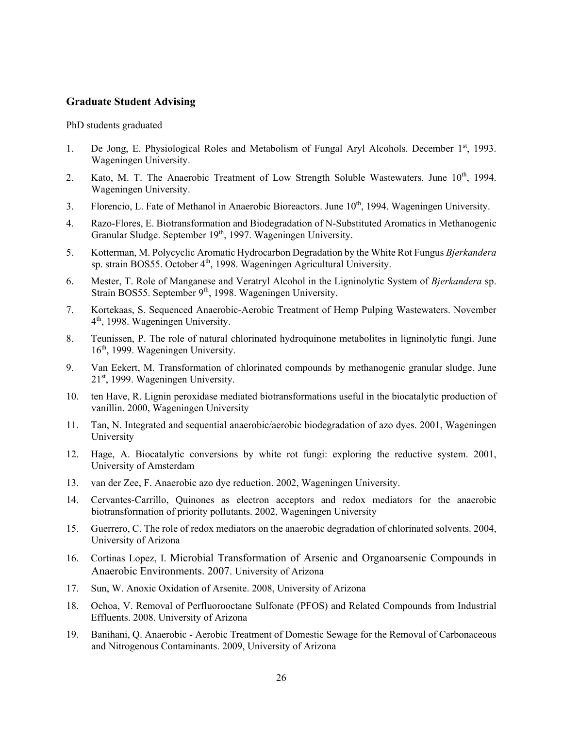### Graduate Student Advising

PhD students graduated

1. De Jong, E. Physiological Roles and Metabolism of Fungal Aryl Alcohols. December 1st, 1993. Wageningen University.
2. Kato, M. T. The Anaerobic Treatment of Low Strength Soluble Wastewaters. June 10th, 1994. Wageningen University.
3. Florencio, L. Fate of Methanol in Anaerobic Bioreactors. June 10th, 1994. Wageningen University.
4. Razo-Flores, E. Biotransformation and Biodegradation of N-Substituted Aromatics in Methanogenic Granular Sludge. September 19th, 1997. Wageningen University.
5. Kotterman, M. Polycyclic Aromatic Hydrocarbon Degradation by the White Rot Fungus *Bjerkandera* sp. strain BOS55. October 4th, 1998. Wageningen Agricultural University.
6. Mester, T. Role of Manganese and Veratryl Alcohol in the Ligninolytic System of *Bjerkandera* sp. Strain BOS55. September 9th, 1998. Wageningen University.
7. Kortekaas, S. Sequenced Anaerobic-Aerobic Treatment of Hemp Pulping Wastewaters. November 4th, 1998. Wageningen University.
8. Teunissen, P. The role of natural chlorinated hydroquinone metabolites in ligninolytic fungi. June 16th, 1999. Wageningen University.
9. Van Eekert, M. Transformation of chlorinated compounds by methanogenic granular sludge. June 21st, 1999. Wageningen University.
10. ten Have, R. Lignin peroxidase mediated biotransformations useful in the biocatalytic production of vanillin. 2000, Wageningen University
11. Tan, N. Integrated and sequential anaerobic/aerobic biodegradation of azo dyes. 2001, Wageningen University
12. Hage, A. Biocatalytic conversions by white rot fungi: exploring the reductive system. 2001, University of Amsterdam
13. van der Zee, F. Anaerobic azo dye reduction. 2002, Wageningen University.
14. Cervantes-Carrillo, Quinones as electron acceptors and redox mediators for the anaerobic biotransformation of priority pollutants. 2002, Wageningen University
15. Guerrero, C. The role of redox mediators on the anaerobic degradation of chlorinated solvents. 2004, University of Arizona
16. Cortinas Lopez, I. Microbial Transformation of Arsenic and Organoarsenic Compounds in Anaerobic Environments. 2007. University of Arizona
17. Sun, W. Anoxic Oxidation of Arsenite. 2008, University of Arizona
18. Ochoa, V. Removal of Perfluorooctane Sulfonate (PFOS) and Related Compounds from Industrial Effluents. 2008. University of Arizona
19. Banihani, Q. Anaerobic - Aerobic Treatment of Domestic Sewage for the Removal of Carbonaceous and Nitrogenous Contaminants. 2009, University of Arizona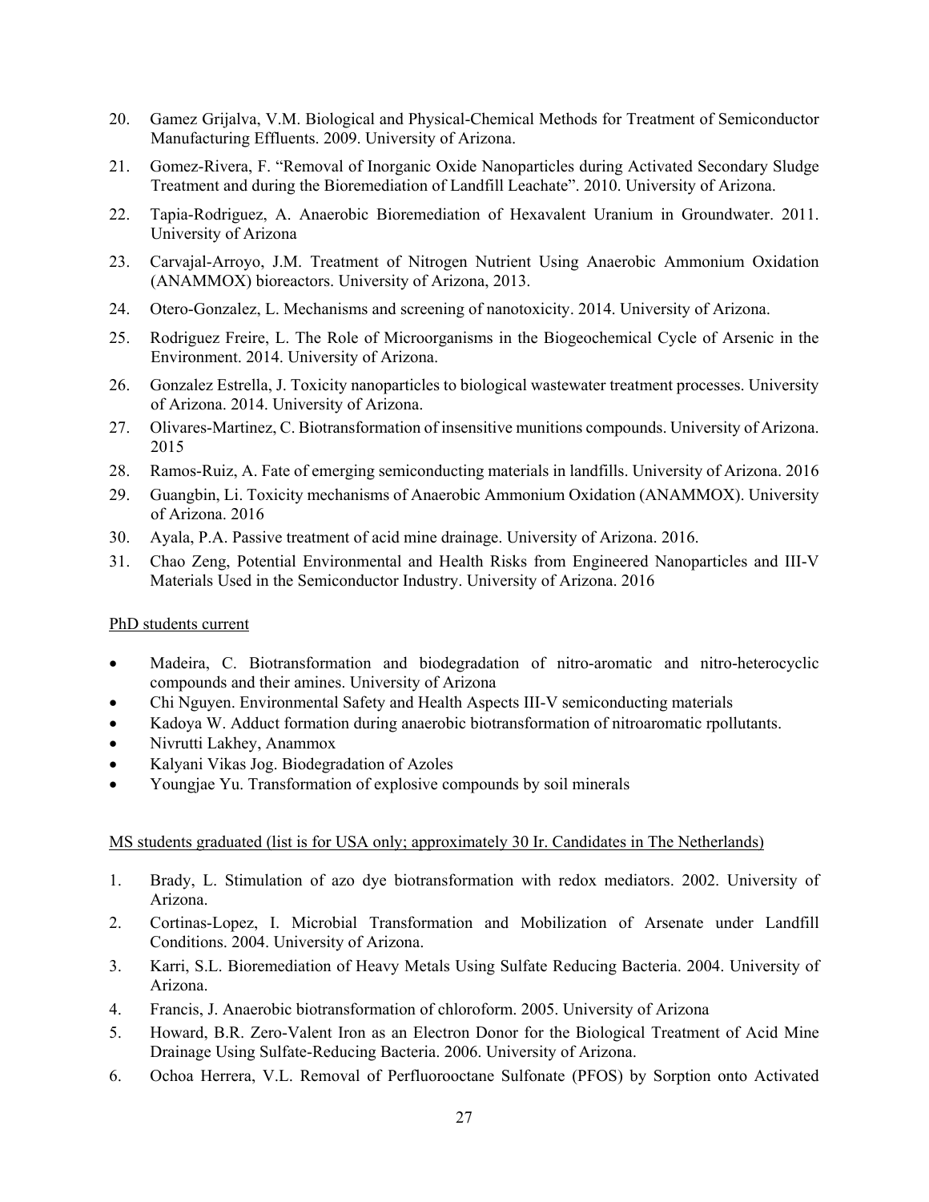20. Gamez Grijalva, V.M. Biological and Physical-Chemical Methods for Treatment of Semiconductor Manufacturing Effluents. 2009. University of Arizona.
21. Gomez-Rivera, F. "Removal of Inorganic Oxide Nanoparticles during Activated Secondary Sludge Treatment and during the Bioremediation of Landfill Leachate". 2010. University of Arizona.
22. Tapia-Rodriguez, A. Anaerobic Bioremediation of Hexavalent Uranium in Groundwater. 2011. University of Arizona
23. Carvajal-Arroyo, J.M. Treatment of Nitrogen Nutrient Using Anaerobic Ammonium Oxidation (ANAMMOX) bioreactors. University of Arizona, 2013.
24. Otero-Gonzalez, L. Mechanisms and screening of nanotoxicity. 2014. University of Arizona.
25. Rodriguez Freire, L. The Role of Microorganisms in the Biogeochemical Cycle of Arsenic in the Environment. 2014. University of Arizona.
26. Gonzalez Estrella, J. Toxicity nanoparticles to biological wastewater treatment processes. University of Arizona. 2014. University of Arizona.
27. Olivares-Martinez, C. Biotransformation of insensitive munitions compounds. University of Arizona. 2015
28. Ramos-Ruiz, A. Fate of emerging semiconducting materials in landfills. University of Arizona. 2016
29. Guangbin, Li. Toxicity mechanisms of Anaerobic Ammonium Oxidation (ANAMMOX). University of Arizona. 2016
30. Ayala, P.A. Passive treatment of acid mine drainage. University of Arizona. 2016.
31. Chao Zeng, Potential Environmental and Health Risks from Engineered Nanoparticles and III-V Materials Used in the Semiconductor Industry. University of Arizona. 2016

PhD students current

- Madeira, C. Biotransformation and biodegradation of nitro-aromatic and nitro-heterocyclic compounds and their amines. University of Arizona
- Chi Nguyen. Environmental Safety and Health Aspects III-V semiconducting materials
- Kadoya W. Adduct formation during anaerobic biotransformation of nitroaromatic rpollutants.
- Nivrutti Lakhey, Anammox
- Kalyani Vikas Jog. Biodegradation of Azoles
- Youngjae Yu. Transformation of explosive compounds by soil minerals

MS students graduated (list is for USA only; approximately 30 Ir. Candidates in The Netherlands)

1. Brady, L. Stimulation of azo dye biotransformation with redox mediators. 2002. University of Arizona.
2. Cortinas-Lopez, I. Microbial Transformation and Mobilization of Arsenate under Landfill Conditions. 2004. University of Arizona.
3. Karri, S.L. Bioremediation of Heavy Metals Using Sulfate Reducing Bacteria. 2004. University of Arizona.
4. Francis, J. Anaerobic biotransformation of chloroform. 2005. University of Arizona
5. Howard, B.R. Zero-Valent Iron as an Electron Donor for the Biological Treatment of Acid Mine Drainage Using Sulfate-Reducing Bacteria. 2006. University of Arizona.
6. Ochoa Herrera, V.L. Removal of Perfluorooctane Sulfonate (PFOS) by Sorption onto Activated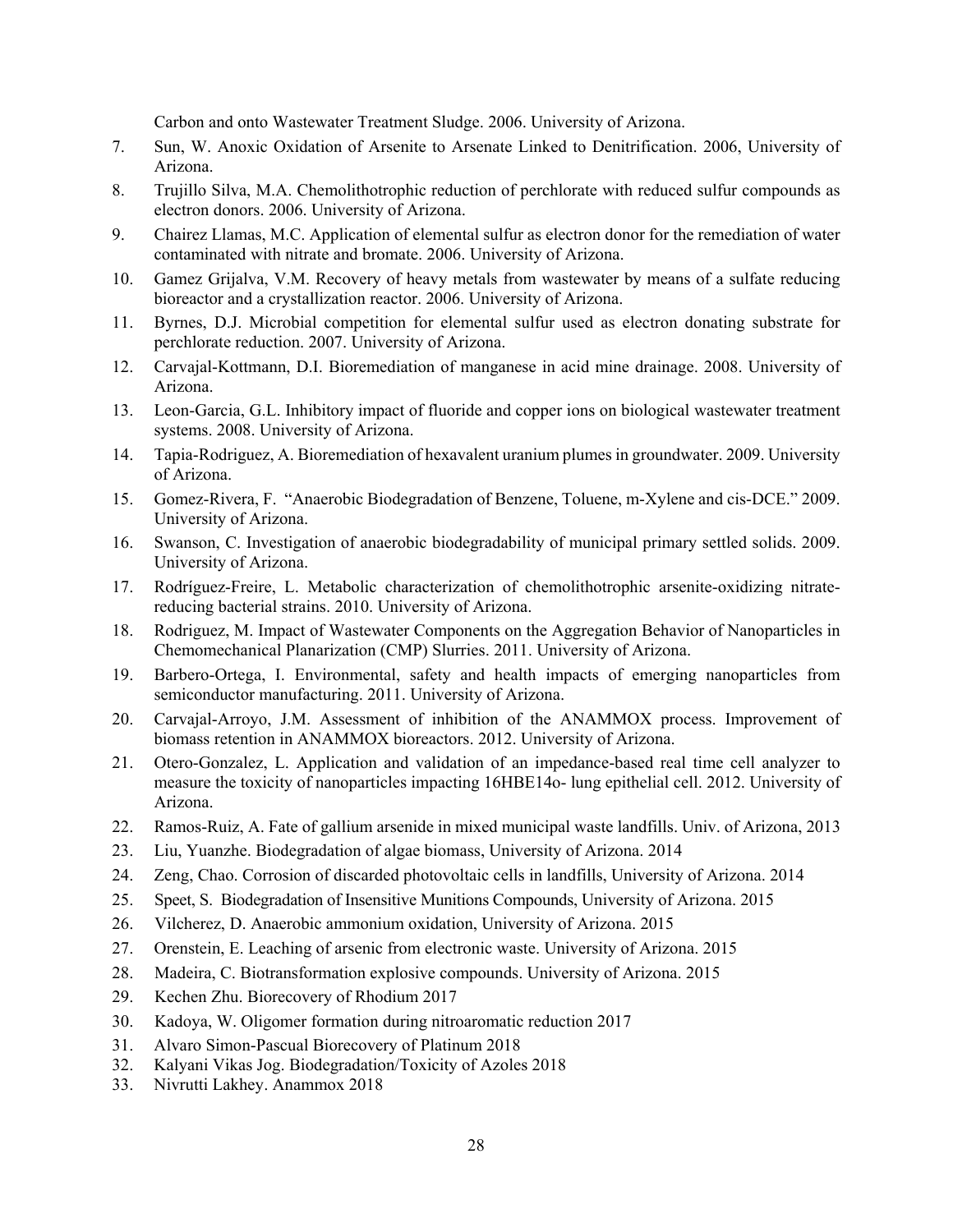Carbon and onto Wastewater Treatment Sludge. 2006. University of Arizona.

7. Sun, W. Anoxic Oxidation of Arsenite to Arsenate Linked to Denitrification. 2006, University of Arizona.
8. Trujillo Silva, M.A. Chemolithotrophic reduction of perchlorate with reduced sulfur compounds as electron donors. 2006. University of Arizona.
9. Chairez Llamas, M.C. Application of elemental sulfur as electron donor for the remediation of water contaminated with nitrate and bromate. 2006. University of Arizona.
10. Gamez Grijalva, V.M. Recovery of heavy metals from wastewater by means of a sulfate reducing bioreactor and a crystallization reactor. 2006. University of Arizona.
11. Byrnes, D.J. Microbial competition for elemental sulfur used as electron donating substrate for perchlorate reduction. 2007. University of Arizona.
12. Carvajal-Kottmann, D.I. Bioremediation of manganese in acid mine drainage. 2008. University of Arizona.
13. Leon-Garcia, G.L. Inhibitory impact of fluoride and copper ions on biological wastewater treatment systems. 2008. University of Arizona.
14. Tapia-Rodriguez, A. Bioremediation of hexavalent uranium plumes in groundwater. 2009. University of Arizona.
15. Gomez-Rivera, F. "Anaerobic Biodegradation of Benzene, Toluene, m-Xylene and cis-DCE." 2009. University of Arizona.
16. Swanson, C. Investigation of anaerobic biodegradability of municipal primary settled solids. 2009. University of Arizona.
17. Rodríguez-Freire, L. Metabolic characterization of chemolithotrophic arsenite-oxidizing nitrate-reducing bacterial strains. 2010. University of Arizona.
18. Rodriguez, M. Impact of Wastewater Components on the Aggregation Behavior of Nanoparticles in Chemomechanical Planarization (CMP) Slurries. 2011. University of Arizona.
19. Barbero-Ortega, I. Environmental, safety and health impacts of emerging nanoparticles from semiconductor manufacturing. 2011. University of Arizona.
20. Carvajal-Arroyo, J.M. Assessment of inhibition of the ANAMMOX process. Improvement of biomass retention in ANAMMOX bioreactors. 2012. University of Arizona.
21. Otero-Gonzalez, L. Application and validation of an impedance-based real time cell analyzer to measure the toxicity of nanoparticles impacting 16HBE14o- lung epithelial cell. 2012. University of Arizona.
22. Ramos-Ruiz, A. Fate of gallium arsenide in mixed municipal waste landfills. Univ. of Arizona, 2013
23. Liu, Yuanzhe. Biodegradation of algae biomass, University of Arizona. 2014
24. Zeng, Chao. Corrosion of discarded photovoltaic cells in landfills, University of Arizona. 2014
25. Speet, S. Biodegradation of Insensitive Munitions Compounds, University of Arizona. 2015
26. Vilcherez, D. Anaerobic ammonium oxidation, University of Arizona. 2015
27. Orenstein, E. Leaching of arsenic from electronic waste. University of Arizona. 2015
28. Madeira, C. Biotransformation explosive compounds. University of Arizona. 2015
29. Kechen Zhu. Biorecovery of Rhodium 2017
30. Kadoya, W. Oligomer formation during nitroaromatic reduction 2017
31. Alvaro Simon-Pascual Biorecovery of Platinum 2018
32. Kalyani Vikas Jog. Biodegradation/Toxicity of Azoles 2018
33. Nivrutti Lakhey. Anammox 2018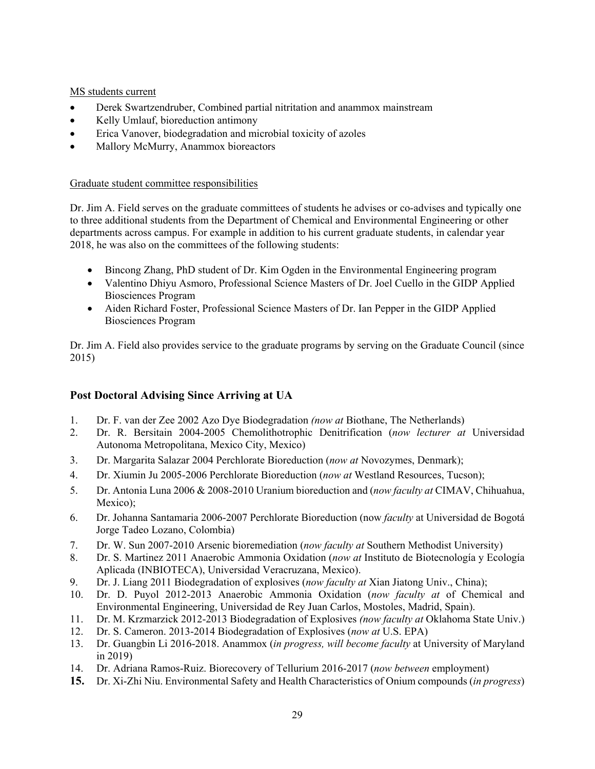MS students current

- Derek Swartzendruber, Combined partial nitritation and anammox mainstream
- Kelly Umlauf, bioreduction antimony
- Erica Vanover, biodegradation and microbial toxicity of azoles
- Mallory McMurry, Anammox bioreactors

Graduate student committee responsibilities

Dr. Jim A. Field serves on the graduate committees of students he advises or co-advises and typically one to three additional students from the Department of Chemical and Environmental Engineering or other departments across campus. For example in addition to his current graduate students, in calendar year 2018, he was also on the committees of the following students:

- Bincong Zhang, PhD student of Dr. Kim Ogden in the Environmental Engineering program
- Valentino Dhiyu Asmoro, Professional Science Masters of Dr. Joel Cuello in the GIDP Applied Biosciences Program
- Aiden Richard Foster, Professional Science Masters of Dr. Ian Pepper in the GIDP Applied Biosciences Program

Dr. Jim A. Field also provides service to the graduate programs by serving on the Graduate Council (since 2015)

## Post Doctoral Advising Since Arriving at UA

1. Dr. F. van der Zee 2002 Azo Dye Biodegradation *(now at* Biothane, The Netherlands)
2. Dr. R. Bersitain 2004-2005 Chemolithotrophic Denitrification (*now lecturer at* Universidad Autonoma Metropolitana, Mexico City, Mexico)
3. Dr. Margarita Salazar 2004 Perchlorate Bioreduction (*now at* Novozymes, Denmark);
4. Dr. Xiumin Ju 2005-2006 Perchlorate Bioreduction (*now at* Westland Resources, Tucson);
5. Dr. Antonia Luna 2006 & 2008-2010 Uranium bioreduction and (*now faculty at* CIMAV, Chihuahua, Mexico);
6. Dr. Johanna Santamaria 2006-2007 Perchlorate Bioreduction (now *faculty* at Universidad de Bogotá Jorge Tadeo Lozano, Colombia)
7. Dr. W. Sun 2007-2010 Arsenic bioremediation (*now faculty at* Southern Methodist University)
8. Dr. S. Martinez 2011 Anaerobic Ammonia Oxidation (*now at* Instituto de Biotecnología y Ecología Aplicada (INBIOTECA), Universidad Veracruzana, Mexico).
9. Dr. J. Liang 2011 Biodegradation of explosives (*now faculty at* Xian Jiatong Univ., China);
10. Dr. D. Puyol 2012-2013 Anaerobic Ammonia Oxidation (*now faculty at* of Chemical and Environmental Engineering, Universidad de Rey Juan Carlos, Mostoles, Madrid, Spain).
11. Dr. M. Krzmarzick 2012-2013 Biodegradation of Explosives *(now faculty at* Oklahoma State Univ.)
12. Dr. S. Cameron. 2013-2014 Biodegradation of Explosives (*now at* U.S. EPA)
13. Dr. Guangbin Li 2016-2018. Anammox (*in progress, will become faculty* at University of Maryland in 2019)
14. Dr. Adriana Ramos-Ruiz. Biorecovery of Tellurium 2016-2017 (*now between* employment)
15. Dr. Xi-Zhi Niu. Environmental Safety and Health Characteristics of Onium compounds (*in progress*)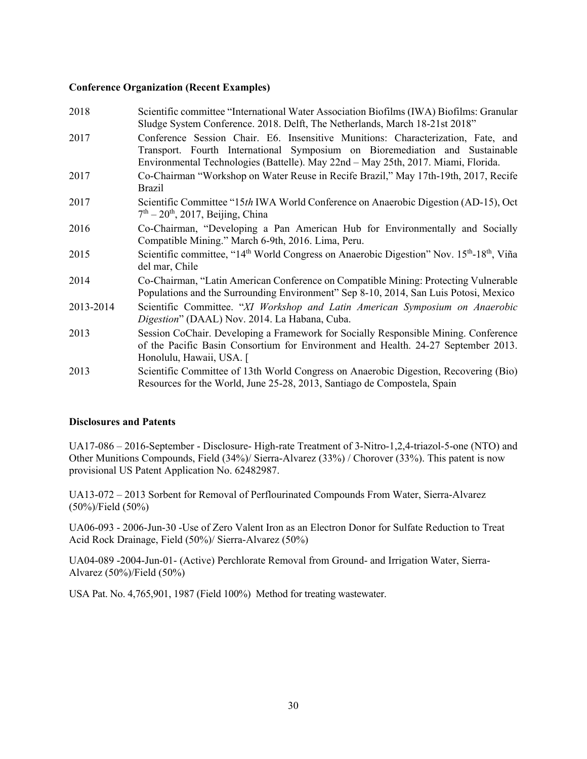**Conference Organization (Recent Examples)**

| | |
|---|---|
| 2018 | Scientific committee "International Water Association Biofilms (IWA) Biofilms: Granular Sludge System Conference. 2018. Delft, The Netherlands, March 18-21st 2018" |
| 2017 | Conference Session Chair. E6. Insensitive Munitions: Characterization, Fate, and Transport. Fourth International Symposium on Bioremediation and Sustainable Environmental Technologies (Battelle). May 22nd – May 25th, 2017. Miami, Florida. |
| 2017 | Co-Chairman "Workshop on Water Reuse in Recife Brazil," May 17th-19th, 2017, Recife Brazil |
| 2017 | Scientific Committee "15*th* IWA World Conference on Anaerobic Digestion (AD-15), Oct 7th – 20th, 2017, Beijing, China |
| 2016 | Co-Chairman, "Developing a Pan American Hub for Environmentally and Socially Compatible Mining." March 6-9th, 2016. Lima, Peru. |
| 2015 | Scientific committee, "14th World Congress on Anaerobic Digestion" Nov. 15th-18th, Viña del mar, Chile |
| 2014 | Co-Chairman, "Latin American Conference on Compatible Mining: Protecting Vulnerable Populations and the Surrounding Environment" Sep 8-10, 2014, San Luis Potosi, Mexico |
| 2013-2014 | Scientific Committee. "*XI Workshop and Latin American Symposium on Anaerobic Digestion*" (DAAL) Nov. 2014. La Habana, Cuba. |
| 2013 | Session CoChair. Developing a Framework for Socially Responsible Mining. Conference of the Pacific Basin Consortium for Environment and Health. 24-27 September 2013. Honolulu, Hawaii, USA. [ |
| 2013 | Scientific Committee of 13th World Congress on Anaerobic Digestion, Recovering (Bio) Resources for the World, June 25-28, 2013, Santiago de Compostela, Spain |

**Disclosures and Patents**

UA17-086 – 2016-September - Disclosure- High-rate Treatment of 3-Nitro-1,2,4-triazol-5-one (NTO) and Other Munitions Compounds, Field (34%)/ Sierra-Alvarez (33%) / Chorover (33%). This patent is now provisional US Patent Application No. 62482987.

UA13-072 – 2013 Sorbent for Removal of Perflourinated Compounds From Water, Sierra-Alvarez (50%)/Field (50%)

UA06-093 - 2006-Jun-30 -Use of Zero Valent Iron as an Electron Donor for Sulfate Reduction to Treat Acid Rock Drainage, Field (50%)/ Sierra-Alvarez (50%)

UA04-089 -2004-Jun-01- (Active) Perchlorate Removal from Ground- and Irrigation Water, Sierra-Alvarez (50%)/Field (50%)

USA Pat. No. 4,765,901, 1987 (Field 100%) Method for treating wastewater.